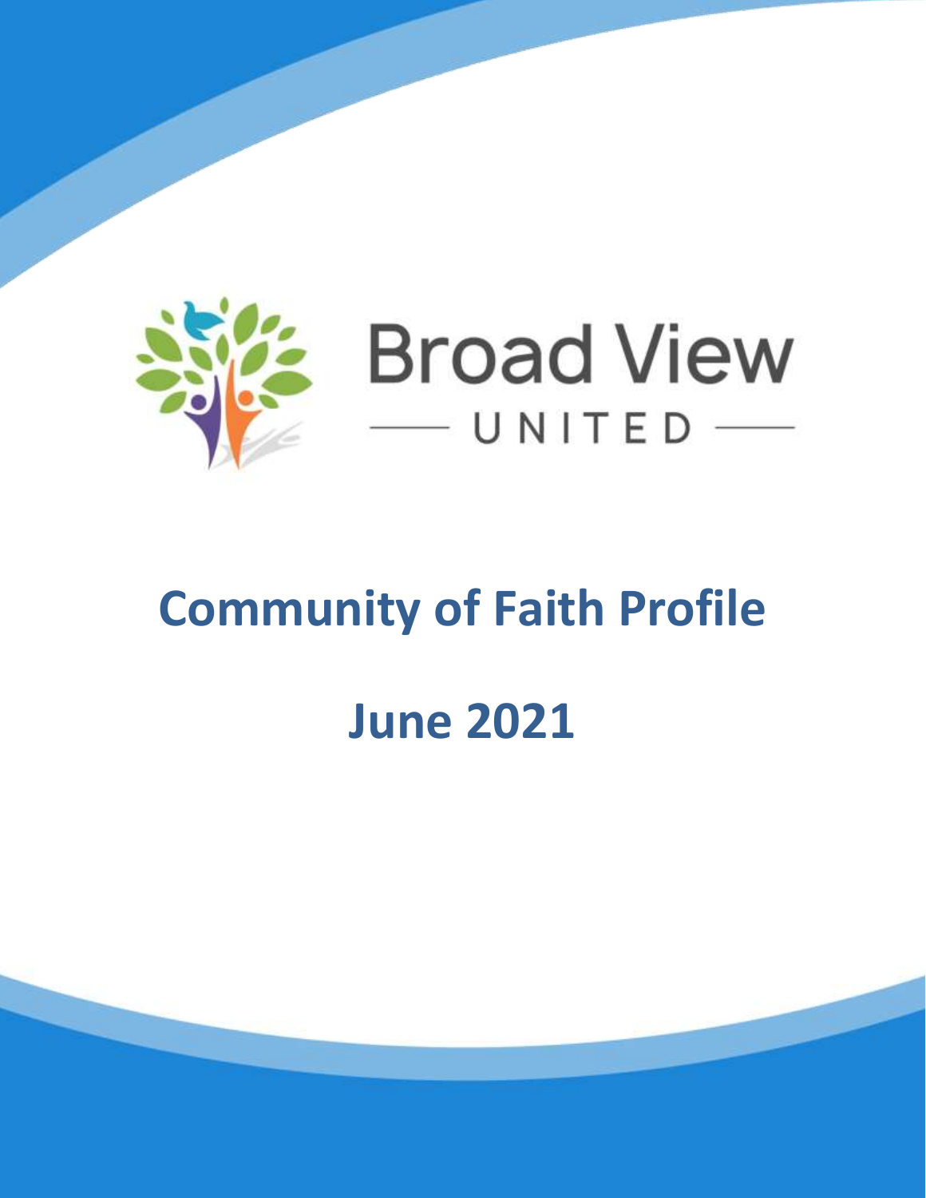Broad View

UNITED

# Community of Faith Profile

# June 2021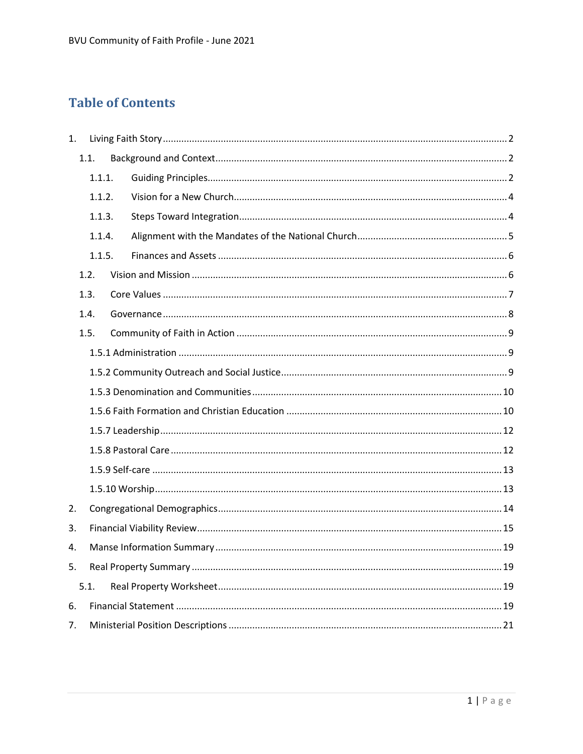# Table of Contents

1. Living Faith Story ..... 2
    - 1.1. Background and Context ..... 2
        - 1.1.1. Guiding Principles ..... 2
        - 1.1.2. Vision for a New Church ..... 4
        - 1.1.3. Steps Toward Integration ..... 4
        - 1.1.4. Alignment with the Mandates of the National Church ..... 5
        - 1.1.5. Finances and Assets ..... 6
    - 1.2. Vision and Mission ..... 6
    - 1.3. Core Values ..... 7
    - 1.4. Governance ..... 8
    - 1.5. Community of Faith in Action ..... 9
        - 1.5.1 Administration ..... 9
        - 1.5.2 Community Outreach and Social Justice ..... 9
        - 1.5.3 Denomination and Communities ..... 10
        - 1.5.6 Faith Formation and Christian Education ..... 10
        - 1.5.7 Leadership ..... 12
        - 1.5.8 Pastoral Care ..... 12
        - 1.5.9 Self-care ..... 13
        - 1.5.10 Worship ..... 13
2. Congregational Demographics ..... 14
3. Financial Viability Review ..... 15
4. Manse Information Summary ..... 19
5. Real Property Summary ..... 19
    - 5.1. Real Property Worksheet ..... 19
6. Financial Statement ..... 19
7. Ministerial Position Descriptions ..... 21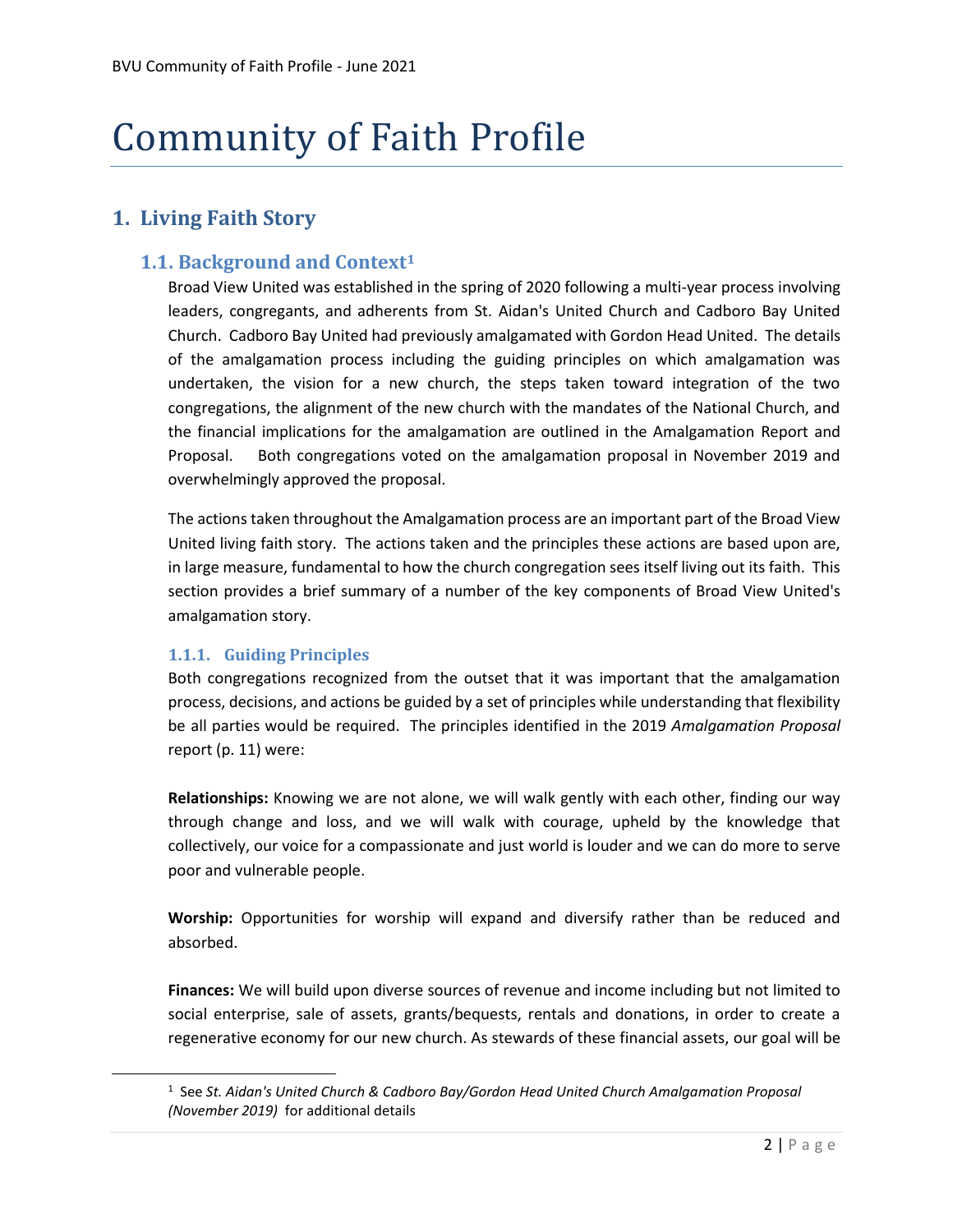# Community of Faith Profile

## 1. Living Faith Story

### 1.1. Background and Context[1]

Broad View United was established in the spring of 2020 following a multi-year process involving leaders, congregants, and adherents from St. Aidan's United Church and Cadboro Bay United Church. Cadboro Bay United had previously amalgamated with Gordon Head United. The details of the amalgamation process including the guiding principles on which amalgamation was undertaken, the vision for a new church, the steps taken toward integration of the two congregations, the alignment of the new church with the mandates of the National Church, and the financial implications for the amalgamation are outlined in the Amalgamation Report and Proposal. Both congregations voted on the amalgamation proposal in November 2019 and overwhelmingly approved the proposal.

The actions taken throughout the Amalgamation process are an important part of the Broad View United living faith story. The actions taken and the principles these actions are based upon are, in large measure, fundamental to how the church congregation sees itself living out its faith. This section provides a brief summary of a number of the key components of Broad View United's amalgamation story.

#### 1.1.1. Guiding Principles

Both congregations recognized from the outset that it was important that the amalgamation process, decisions, and actions be guided by a set of principles while understanding that flexibility be all parties would be required. The principles identified in the 2019 *Amalgamation Proposal* report (p. 11) were:

**Relationships:** Knowing we are not alone, we will walk gently with each other, finding our way through change and loss, and we will walk with courage, upheld by the knowledge that collectively, our voice for a compassionate and just world is louder and we can do more to serve poor and vulnerable people.

**Worship:** Opportunities for worship will expand and diversify rather than be reduced and absorbed.

**Finances:** We will build upon diverse sources of revenue and income including but not limited to social enterprise, sale of assets, grants/bequests, rentals and donations, in order to create a regenerative economy for our new church. As stewards of these financial assets, our goal will be

---

[1] See *St. Aidan's United Church & Cadboro Bay/Gordon Head United Church Amalgamation Proposal (November 2019)* for additional details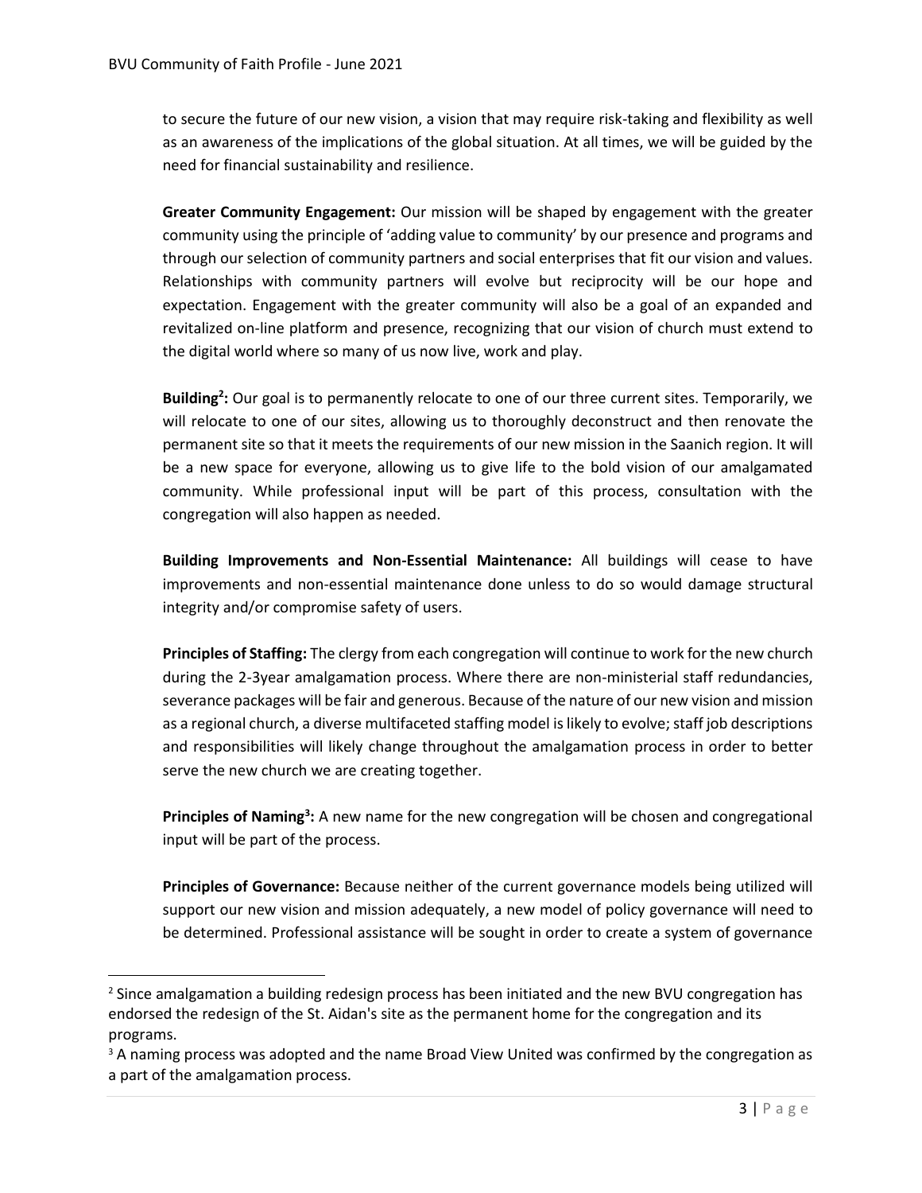to secure the future of our new vision, a vision that may require risk-taking and flexibility as well as an awareness of the implications of the global situation. At all times, we will be guided by the need for financial sustainability and resilience.

**Greater Community Engagement:** Our mission will be shaped by engagement with the greater community using the principle of 'adding value to community' by our presence and programs and through our selection of community partners and social enterprises that fit our vision and values. Relationships with community partners will evolve but reciprocity will be our hope and expectation. Engagement with the greater community will also be a goal of an expanded and revitalized on-line platform and presence, recognizing that our vision of church must extend to the digital world where so many of us now live, work and play.

**Building[2]:** Our goal is to permanently relocate to one of our three current sites. Temporarily, we will relocate to one of our sites, allowing us to thoroughly deconstruct and then renovate the permanent site so that it meets the requirements of our new mission in the Saanich region. It will be a new space for everyone, allowing us to give life to the bold vision of our amalgamated community. While professional input will be part of this process, consultation with the congregation will also happen as needed.

**Building Improvements and Non-Essential Maintenance:** All buildings will cease to have improvements and non-essential maintenance done unless to do so would damage structural integrity and/or compromise safety of users.

**Principles of Staffing:** The clergy from each congregation will continue to work for the new church during the 2-3year amalgamation process. Where there are non-ministerial staff redundancies, severance packages will be fair and generous. Because of the nature of our new vision and mission as a regional church, a diverse multifaceted staffing model is likely to evolve; staff job descriptions and responsibilities will likely change throughout the amalgamation process in order to better serve the new church we are creating together.

**Principles of Naming[3]:** A new name for the new congregation will be chosen and congregational input will be part of the process.

**Principles of Governance:** Because neither of the current governance models being utilized will support our new vision and mission adequately, a new model of policy governance will need to be determined. Professional assistance will be sought in order to create a system of governance

---

[2] Since amalgamation a building redesign process has been initiated and the new BVU congregation has endorsed the redesign of the St. Aidan's site as the permanent home for the congregation and its programs.

[3] A naming process was adopted and the name Broad View United was confirmed by the congregation as a part of the amalgamation process.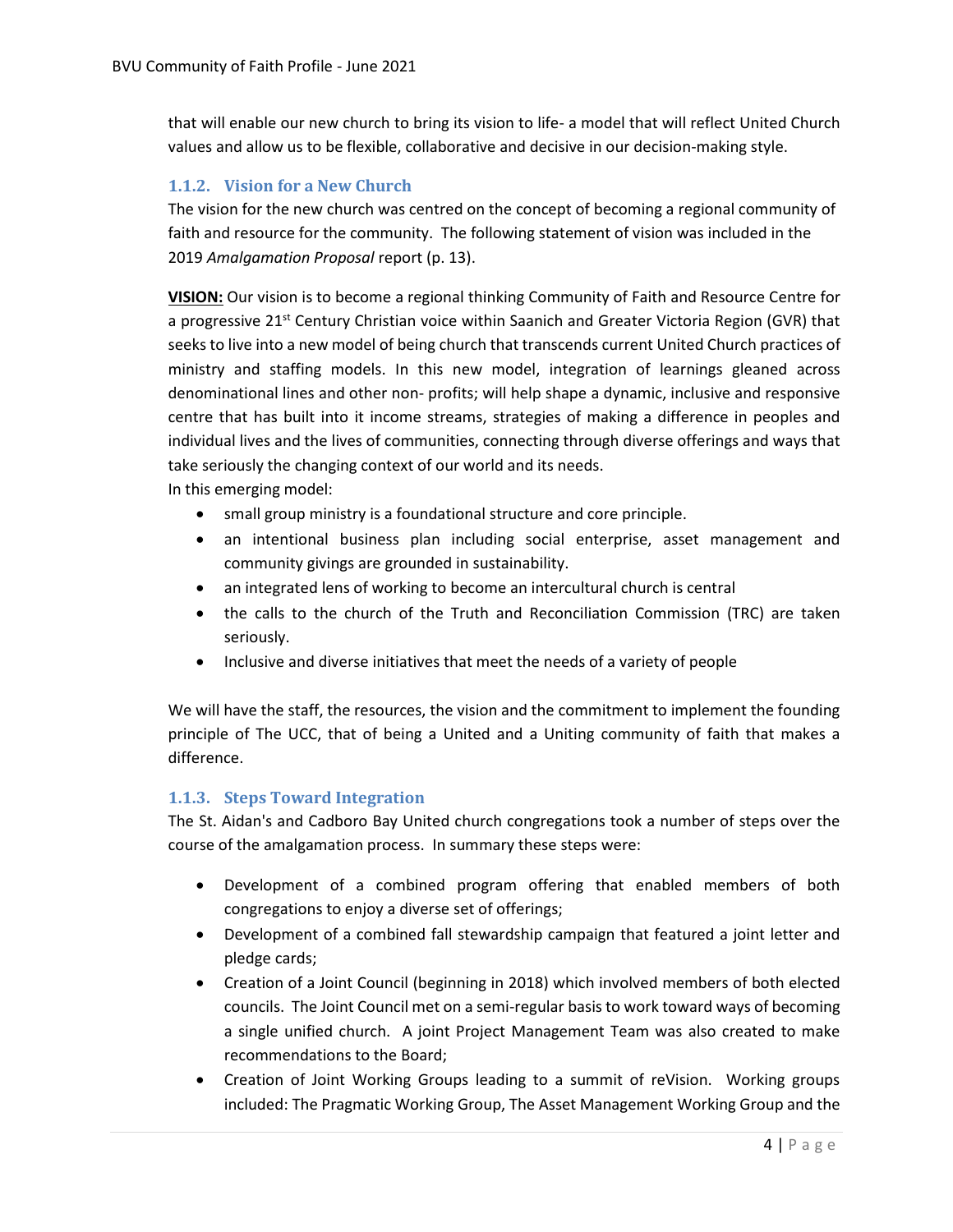that will enable our new church to bring its vision to life- a model that will reflect United Church values and allow us to be flexible, collaborative and decisive in our decision-making style.

### 1.1.2. Vision for a New Church

The vision for the new church was centred on the concept of becoming a regional community of faith and resource for the community. The following statement of vision was included in the 2019 *Amalgamation Proposal* report (p. 13).

**VISION:** Our vision is to become a regional thinking Community of Faith and Resource Centre for a progressive 21st Century Christian voice within Saanich and Greater Victoria Region (GVR) that seeks to live into a new model of being church that transcends current United Church practices of ministry and staffing models. In this new model, integration of learnings gleaned across denominational lines and other non- profits; will help shape a dynamic, inclusive and responsive centre that has built into it income streams, strategies of making a difference in peoples and individual lives and the lives of communities, connecting through diverse offerings and ways that take seriously the changing context of our world and its needs.

In this emerging model:

- small group ministry is a foundational structure and core principle.
- an intentional business plan including social enterprise, asset management and community givings are grounded in sustainability.
- an integrated lens of working to become an intercultural church is central
- the calls to the church of the Truth and Reconciliation Commission (TRC) are taken seriously.
- Inclusive and diverse initiatives that meet the needs of a variety of people

We will have the staff, the resources, the vision and the commitment to implement the founding principle of The UCC, that of being a United and a Uniting community of faith that makes a difference.

### 1.1.3. Steps Toward Integration

The St. Aidan's and Cadboro Bay United church congregations took a number of steps over the course of the amalgamation process. In summary these steps were:

- Development of a combined program offering that enabled members of both congregations to enjoy a diverse set of offerings;
- Development of a combined fall stewardship campaign that featured a joint letter and pledge cards;
- Creation of a Joint Council (beginning in 2018) which involved members of both elected councils. The Joint Council met on a semi-regular basis to work toward ways of becoming a single unified church. A joint Project Management Team was also created to make recommendations to the Board;
- Creation of Joint Working Groups leading to a summit of reVision. Working groups included: The Pragmatic Working Group, The Asset Management Working Group and the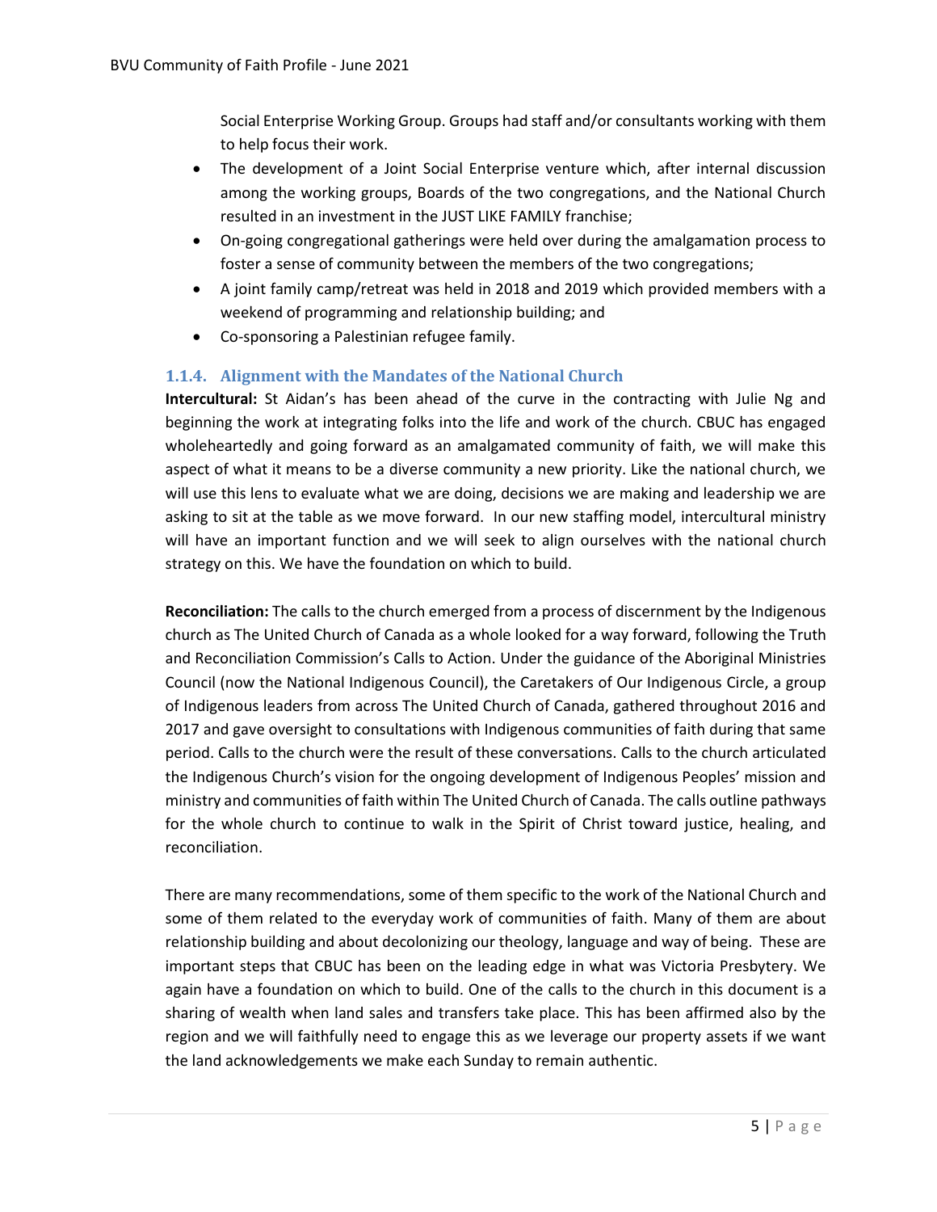Social Enterprise Working Group. Groups had staff and/or consultants working with them to help focus their work.

- The development of a Joint Social Enterprise venture which, after internal discussion among the working groups, Boards of the two congregations, and the National Church resulted in an investment in the JUST LIKE FAMILY franchise;
- On-going congregational gatherings were held over during the amalgamation process to foster a sense of community between the members of the two congregations;
- A joint family camp/retreat was held in 2018 and 2019 which provided members with a weekend of programming and relationship building; and
- Co-sponsoring a Palestinian refugee family.

### 1.1.4. Alignment with the Mandates of the National Church

**Intercultural:** St Aidan's has been ahead of the curve in the contracting with Julie Ng and beginning the work at integrating folks into the life and work of the church. CBUC has engaged wholeheartedly and going forward as an amalgamated community of faith, we will make this aspect of what it means to be a diverse community a new priority. Like the national church, we will use this lens to evaluate what we are doing, decisions we are making and leadership we are asking to sit at the table as we move forward. In our new staffing model, intercultural ministry will have an important function and we will seek to align ourselves with the national church strategy on this. We have the foundation on which to build.

**Reconciliation:** The calls to the church emerged from a process of discernment by the Indigenous church as The United Church of Canada as a whole looked for a way forward, following the Truth and Reconciliation Commission's Calls to Action. Under the guidance of the Aboriginal Ministries Council (now the National Indigenous Council), the Caretakers of Our Indigenous Circle, a group of Indigenous leaders from across The United Church of Canada, gathered throughout 2016 and 2017 and gave oversight to consultations with Indigenous communities of faith during that same period. Calls to the church were the result of these conversations. Calls to the church articulated the Indigenous Church's vision for the ongoing development of Indigenous Peoples' mission and ministry and communities of faith within The United Church of Canada. The calls outline pathways for the whole church to continue to walk in the Spirit of Christ toward justice, healing, and reconciliation.

There are many recommendations, some of them specific to the work of the National Church and some of them related to the everyday work of communities of faith. Many of them are about relationship building and about decolonizing our theology, language and way of being. These are important steps that CBUC has been on the leading edge in what was Victoria Presbytery. We again have a foundation on which to build. One of the calls to the church in this document is a sharing of wealth when land sales and transfers take place. This has been affirmed also by the region and we will faithfully need to engage this as we leverage our property assets if we want the land acknowledgements we make each Sunday to remain authentic.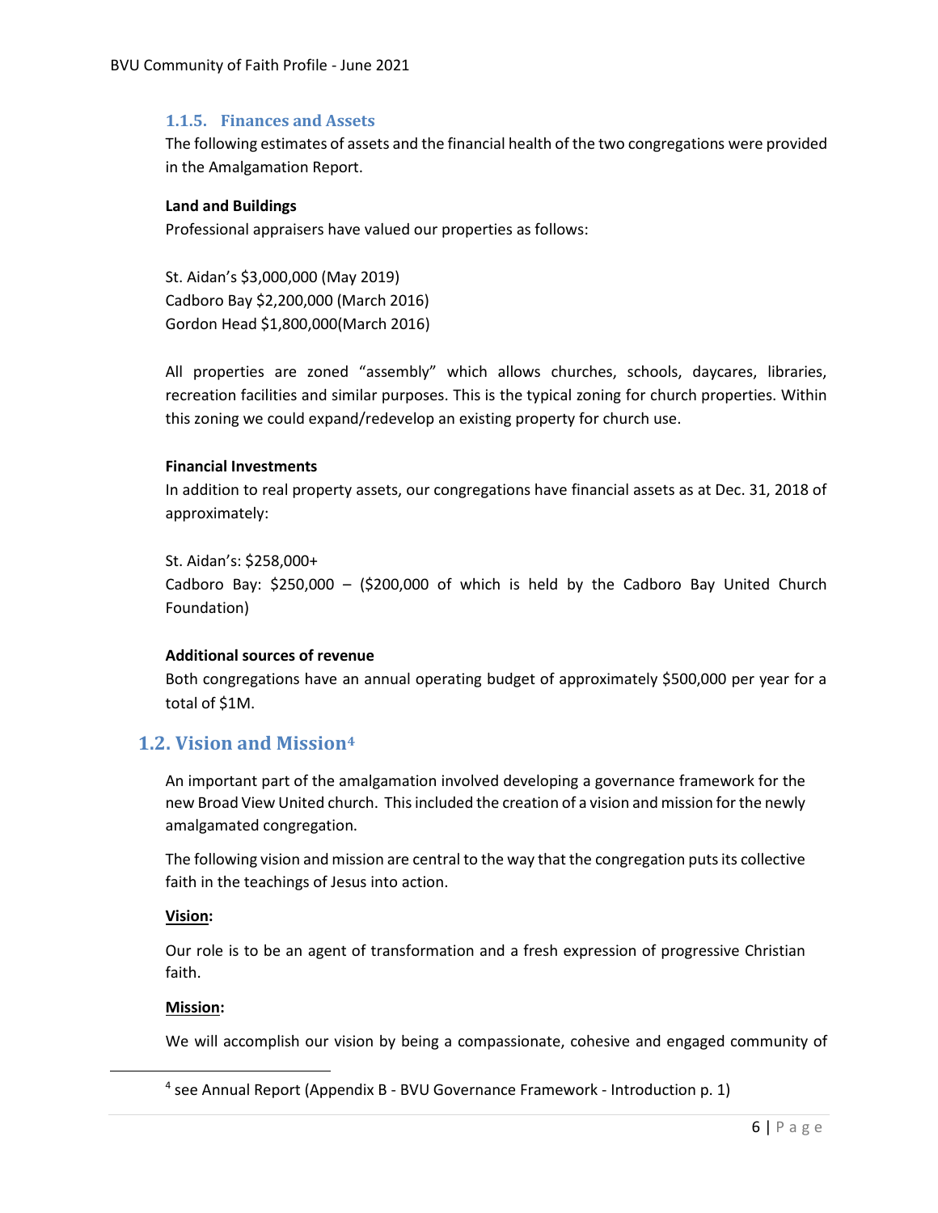### 1.1.5. Finances and Assets

The following estimates of assets and the financial health of the two congregations were provided in the Amalgamation Report.

**Land and Buildings**

Professional appraisers have valued our properties as follows:

St. Aidan's $3,000,000 (May 2019)
Cadboro Bay $2,200,000 (March 2016)
Gordon Head $1,800,000(March 2016)

All properties are zoned "assembly" which allows churches, schools, daycares, libraries, recreation facilities and similar purposes. This is the typical zoning for church properties. Within this zoning we could expand/redevelop an existing property for church use.

**Financial Investments**

In addition to real property assets, our congregations have financial assets as at Dec. 31, 2018 of approximately:

St. Aidan's: $258,000+
Cadboro Bay: $250,000 – ($200,000 of which is held by the Cadboro Bay United Church Foundation)

**Additional sources of revenue**

Both congregations have an annual operating budget of approximately $500,000 per year for a total of $1M.

## 1.2. Vision and Mission[4]

An important part of the amalgamation involved developing a governance framework for the new Broad View United church. This included the creation of a vision and mission for the newly amalgamated congregation.

The following vision and mission are central to the way that the congregation puts its collective faith in the teachings of Jesus into action.

**Vision:**

Our role is to be an agent of transformation and a fresh expression of progressive Christian faith.

**Mission:**

We will accomplish our vision by being a compassionate, cohesive and engaged community of

[4] see Annual Report (Appendix B - BVU Governance Framework - Introduction p. 1)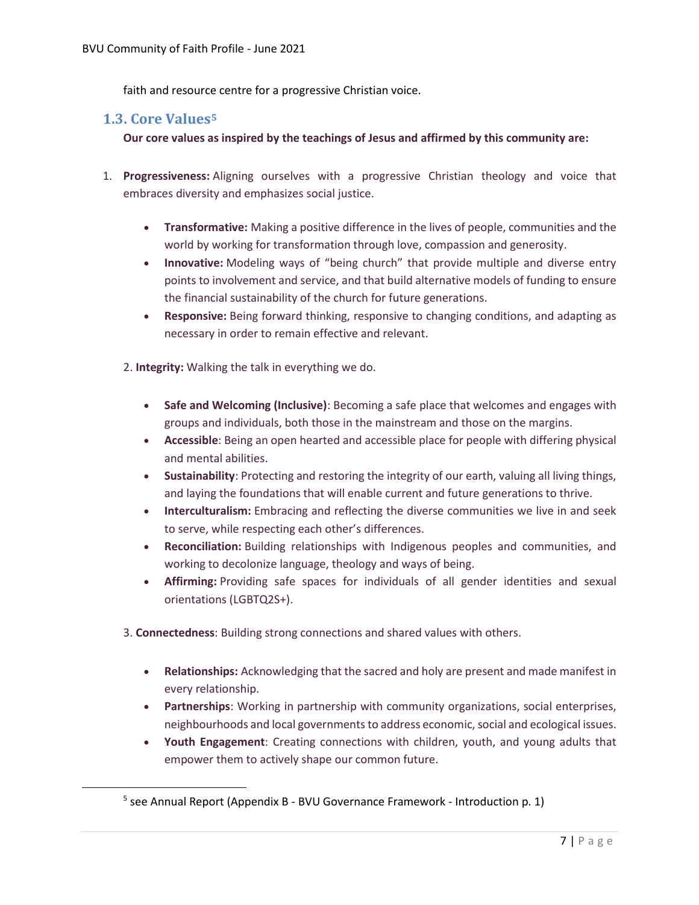faith and resource centre for a progressive Christian voice.

### 1.3. Core Values[5]

**Our core values as inspired by the teachings of Jesus and affirmed by this community are:**

1. **Progressiveness:** Aligning ourselves with a progressive Christian theology and voice that embraces diversity and emphasizes social justice.

   - **Transformative:** Making a positive difference in the lives of people, communities and the world by working for transformation through love, compassion and generosity.
   - **Innovative:** Modeling ways of "being church" that provide multiple and diverse entry points to involvement and service, and that build alternative models of funding to ensure the financial sustainability of the church for future generations.
   - **Responsive:** Being forward thinking, responsive to changing conditions, and adapting as necessary in order to remain effective and relevant.

2. **Integrity:** Walking the talk in everything we do.

   - **Safe and Welcoming (Inclusive)**: Becoming a safe place that welcomes and engages with groups and individuals, both those in the mainstream and those on the margins.
   - **Accessible**: Being an open hearted and accessible place for people with differing physical and mental abilities.
   - **Sustainability**: Protecting and restoring the integrity of our earth, valuing all living things, and laying the foundations that will enable current and future generations to thrive.
   - **Interculturalism:** Embracing and reflecting the diverse communities we live in and seek to serve, while respecting each other's differences.
   - **Reconciliation:** Building relationships with Indigenous peoples and communities, and working to decolonize language, theology and ways of being.
   - **Affirming:** Providing safe spaces for individuals of all gender identities and sexual orientations (LGBTQ2S+).

3. **Connectedness**: Building strong connections and shared values with others.

   - **Relationships:** Acknowledging that the sacred and holy are present and made manifest in every relationship.
   - **Partnerships**: Working in partnership with community organizations, social enterprises, neighbourhoods and local governments to address economic, social and ecological issues.
   - **Youth Engagement**: Creating connections with children, youth, and young adults that empower them to actively shape our common future.

---

[5] see Annual Report (Appendix B - BVU Governance Framework - Introduction p. 1)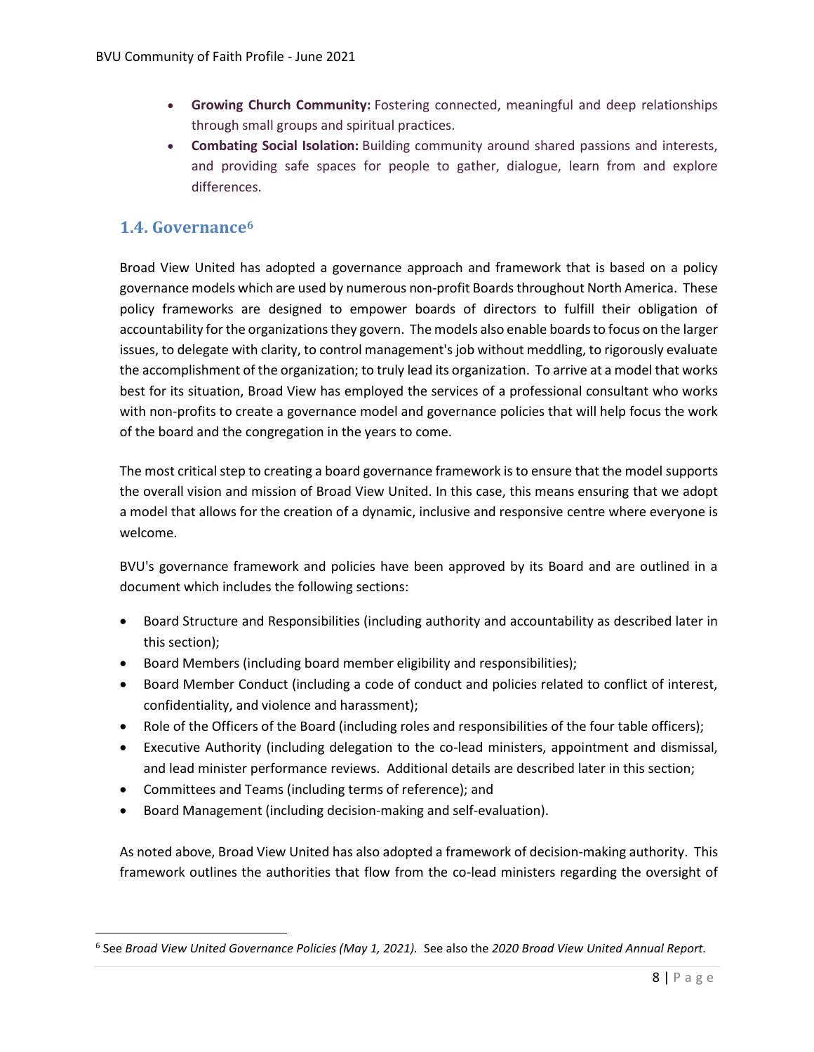- **Growing Church Community:** Fostering connected, meaningful and deep relationships through small groups and spiritual practices.
- **Combating Social Isolation:** Building community around shared passions and interests, and providing safe spaces for people to gather, dialogue, learn from and explore differences.

## 1.4. Governance[6]

Broad View United has adopted a governance approach and framework that is based on a policy governance models which are used by numerous non-profit Boards throughout North America. These policy frameworks are designed to empower boards of directors to fulfill their obligation of accountability for the organizations they govern. The models also enable boards to focus on the larger issues, to delegate with clarity, to control management's job without meddling, to rigorously evaluate the accomplishment of the organization; to truly lead its organization. To arrive at a model that works best for its situation, Broad View has employed the services of a professional consultant who works with non-profits to create a governance model and governance policies that will help focus the work of the board and the congregation in the years to come.

The most critical step to creating a board governance framework is to ensure that the model supports the overall vision and mission of Broad View United. In this case, this means ensuring that we adopt a model that allows for the creation of a dynamic, inclusive and responsive centre where everyone is welcome.

BVU's governance framework and policies have been approved by its Board and are outlined in a document which includes the following sections:

- Board Structure and Responsibilities (including authority and accountability as described later in this section);
- Board Members (including board member eligibility and responsibilities);
- Board Member Conduct (including a code of conduct and policies related to conflict of interest, confidentiality, and violence and harassment);
- Role of the Officers of the Board (including roles and responsibilities of the four table officers);
- Executive Authority (including delegation to the co-lead ministers, appointment and dismissal, and lead minister performance reviews. Additional details are described later in this section;
- Committees and Teams (including terms of reference); and
- Board Management (including decision-making and self-evaluation).

As noted above, Broad View United has also adopted a framework of decision-making authority. This framework outlines the authorities that flow from the co-lead ministers regarding the oversight of

[6] See *Broad View United Governance Policies (May 1, 2021).* See also the *2020 Broad View United Annual Report.*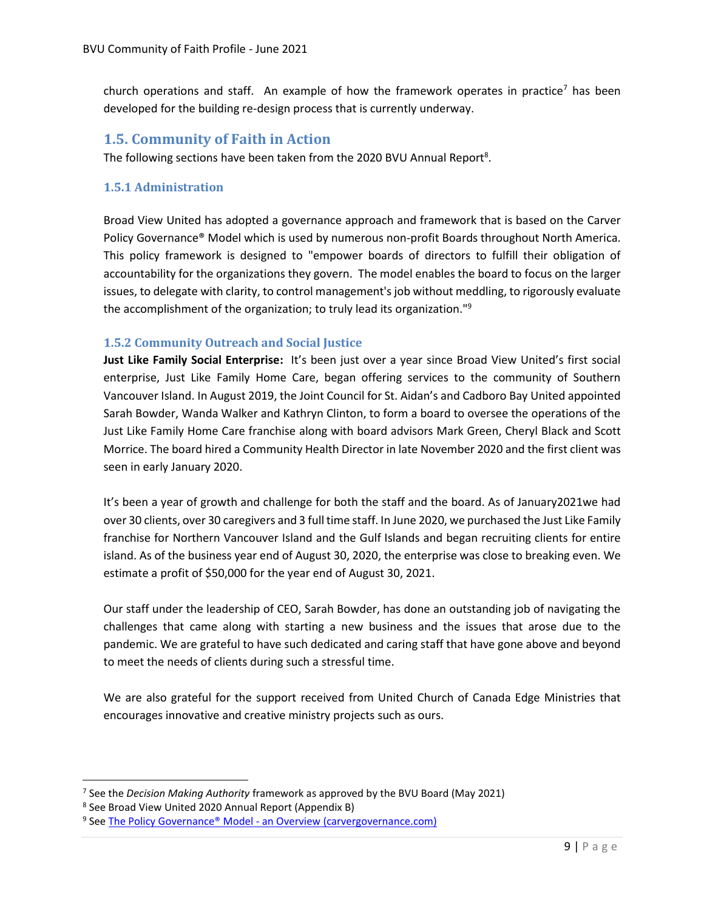church operations and staff. An example of how the framework operates in practice[7] has been developed for the building re-design process that is currently underway.

## 1.5. Community of Faith in Action

The following sections have been taken from the 2020 BVU Annual Report[8].

### 1.5.1 Administration

Broad View United has adopted a governance approach and framework that is based on the Carver Policy Governance® Model which is used by numerous non-profit Boards throughout North America. This policy framework is designed to "empower boards of directors to fulfill their obligation of accountability for the organizations they govern. The model enables the board to focus on the larger issues, to delegate with clarity, to control management's job without meddling, to rigorously evaluate the accomplishment of the organization; to truly lead its organization."[9]

### 1.5.2 Community Outreach and Social Justice

**Just Like Family Social Enterprise:** It's been just over a year since Broad View United's first social enterprise, Just Like Family Home Care, began offering services to the community of Southern Vancouver Island. In August 2019, the Joint Council for St. Aidan's and Cadboro Bay United appointed Sarah Bowder, Wanda Walker and Kathryn Clinton, to form a board to oversee the operations of the Just Like Family Home Care franchise along with board advisors Mark Green, Cheryl Black and Scott Morrice. The board hired a Community Health Director in late November 2020 and the first client was seen in early January 2020.

It's been a year of growth and challenge for both the staff and the board. As of January2021we had over 30 clients, over 30 caregivers and 3 full time staff. In June 2020, we purchased the Just Like Family franchise for Northern Vancouver Island and the Gulf Islands and began recruiting clients for entire island. As of the business year end of August 30, 2020, the enterprise was close to breaking even. We estimate a profit of $50,000 for the year end of August 30, 2021.

Our staff under the leadership of CEO, Sarah Bowder, has done an outstanding job of navigating the challenges that came along with starting a new business and the issues that arose due to the pandemic. We are grateful to have such dedicated and caring staff that have gone above and beyond to meet the needs of clients during such a stressful time.

We are also grateful for the support received from United Church of Canada Edge Ministries that encourages innovative and creative ministry projects such as ours.

---

[7] See the *Decision Making Authority* framework as approved by the BVU Board (May 2021)

[8] See Broad View United 2020 Annual Report (Appendix B)

[9] See [The Policy Governance® Model - an Overview (carvergovernance.com)](carvergovernance.com)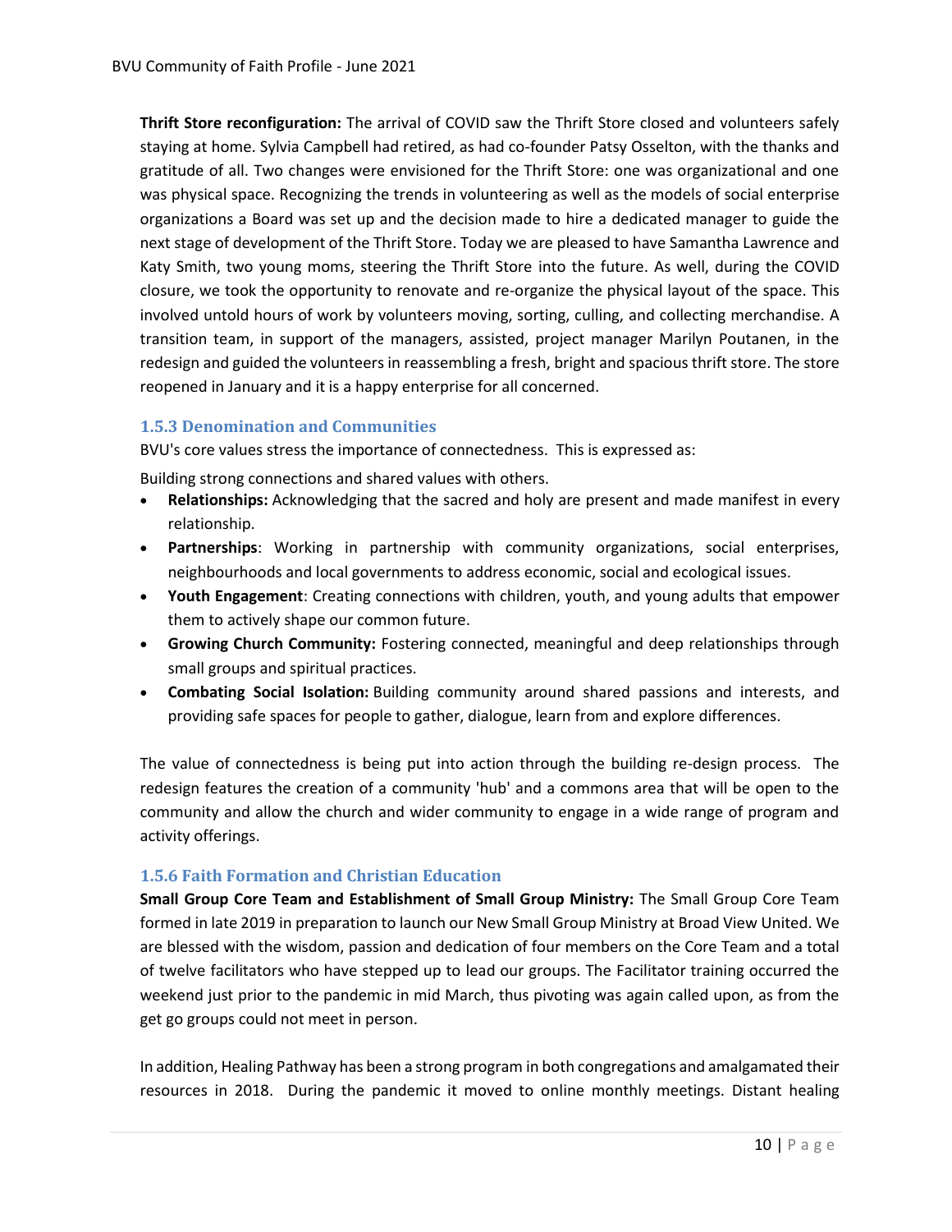**Thrift Store reconfiguration:** The arrival of COVID saw the Thrift Store closed and volunteers safely staying at home. Sylvia Campbell had retired, as had co-founder Patsy Osselton, with the thanks and gratitude of all. Two changes were envisioned for the Thrift Store: one was organizational and one was physical space. Recognizing the trends in volunteering as well as the models of social enterprise organizations a Board was set up and the decision made to hire a dedicated manager to guide the next stage of development of the Thrift Store. Today we are pleased to have Samantha Lawrence and Katy Smith, two young moms, steering the Thrift Store into the future. As well, during the COVID closure, we took the opportunity to renovate and re-organize the physical layout of the space. This involved untold hours of work by volunteers moving, sorting, culling, and collecting merchandise. A transition team, in support of the managers, assisted, project manager Marilyn Poutanen, in the redesign and guided the volunteers in reassembling a fresh, bright and spacious thrift store. The store reopened in January and it is a happy enterprise for all concerned.

### 1.5.3 Denomination and Communities

BVU's core values stress the importance of connectedness. This is expressed as:

Building strong connections and shared values with others.

- **Relationships:** Acknowledging that the sacred and holy are present and made manifest in every relationship.
- **Partnerships**: Working in partnership with community organizations, social enterprises, neighbourhoods and local governments to address economic, social and ecological issues.
- **Youth Engagement**: Creating connections with children, youth, and young adults that empower them to actively shape our common future.
- **Growing Church Community:** Fostering connected, meaningful and deep relationships through small groups and spiritual practices.
- **Combating Social Isolation:** Building community around shared passions and interests, and providing safe spaces for people to gather, dialogue, learn from and explore differences.

The value of connectedness is being put into action through the building re-design process. The redesign features the creation of a community 'hub' and a commons area that will be open to the community and allow the church and wider community to engage in a wide range of program and activity offerings.

### 1.5.6 Faith Formation and Christian Education

**Small Group Core Team and Establishment of Small Group Ministry:** The Small Group Core Team formed in late 2019 in preparation to launch our New Small Group Ministry at Broad View United. We are blessed with the wisdom, passion and dedication of four members on the Core Team and a total of twelve facilitators who have stepped up to lead our groups. The Facilitator training occurred the weekend just prior to the pandemic in mid March, thus pivoting was again called upon, as from the get go groups could not meet in person.

In addition, Healing Pathway has been a strong program in both congregations and amalgamated their resources in 2018. During the pandemic it moved to online monthly meetings. Distant healing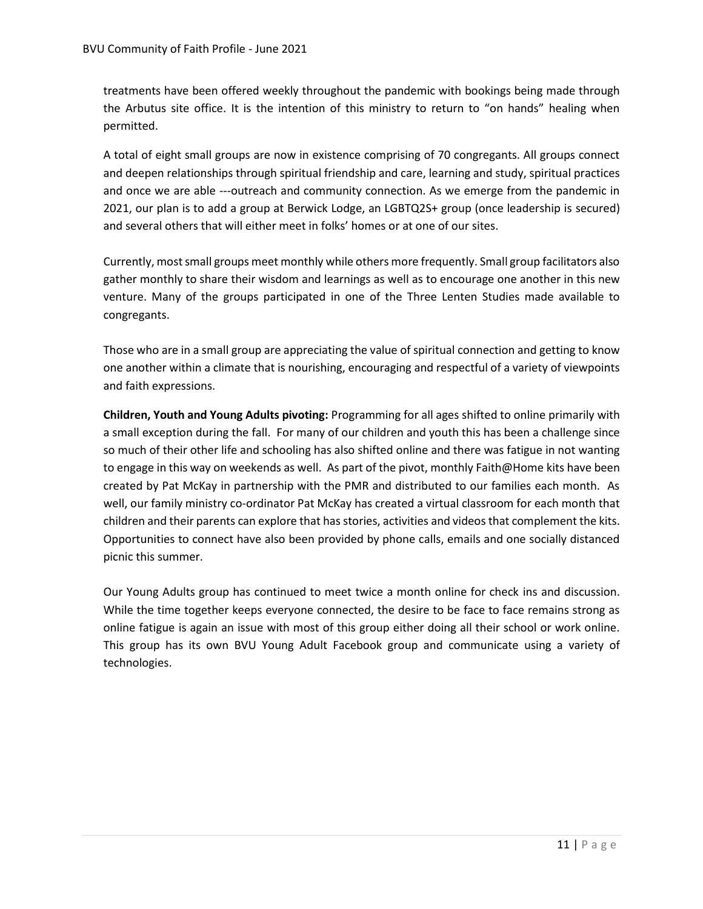treatments have been offered weekly throughout the pandemic with bookings being made through the Arbutus site office. It is the intention of this ministry to return to "on hands" healing when permitted.

A total of eight small groups are now in existence comprising of 70 congregants. All groups connect and deepen relationships through spiritual friendship and care, learning and study, spiritual practices and once we are able ---outreach and community connection. As we emerge from the pandemic in 2021, our plan is to add a group at Berwick Lodge, an LGBTQ2S+ group (once leadership is secured) and several others that will either meet in folks' homes or at one of our sites.

Currently, most small groups meet monthly while others more frequently. Small group facilitators also gather monthly to share their wisdom and learnings as well as to encourage one another in this new venture. Many of the groups participated in one of the Three Lenten Studies made available to congregants.

Those who are in a small group are appreciating the value of spiritual connection and getting to know one another within a climate that is nourishing, encouraging and respectful of a variety of viewpoints and faith expressions.

**Children, Youth and Young Adults pivoting:** Programming for all ages shifted to online primarily with a small exception during the fall. For many of our children and youth this has been a challenge since so much of their other life and schooling has also shifted online and there was fatigue in not wanting to engage in this way on weekends as well. As part of the pivot, monthly Faith@Home kits have been created by Pat McKay in partnership with the PMR and distributed to our families each month. As well, our family ministry co-ordinator Pat McKay has created a virtual classroom for each month that children and their parents can explore that has stories, activities and videos that complement the kits. Opportunities to connect have also been provided by phone calls, emails and one socially distanced picnic this summer.

Our Young Adults group has continued to meet twice a month online for check ins and discussion. While the time together keeps everyone connected, the desire to be face to face remains strong as online fatigue is again an issue with most of this group either doing all their school or work online. This group has its own BVU Young Adult Facebook group and communicate using a variety of technologies.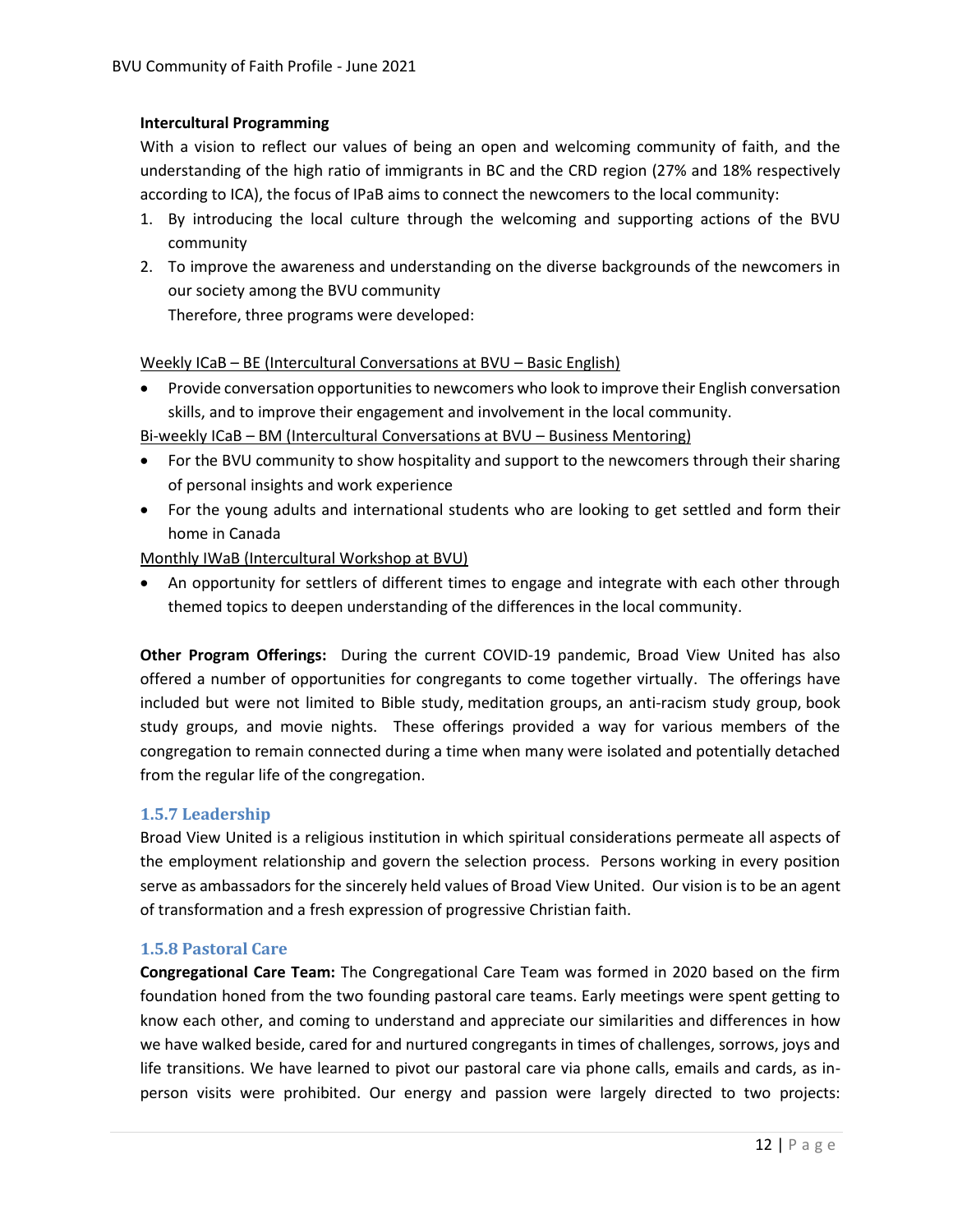**Intercultural Programming**

With a vision to reflect our values of being an open and welcoming community of faith, and the understanding of the high ratio of immigrants in BC and the CRD region (27% and 18% respectively according to ICA), the focus of IPaB aims to connect the newcomers to the local community:

1. By introducing the local culture through the welcoming and supporting actions of the BVU community
2. To improve the awareness and understanding on the diverse backgrounds of the newcomers in our society among the BVU community

   Therefore, three programs were developed:

<u>Weekly ICaB – BE (Intercultural Conversations at BVU – Basic English)</u>

- Provide conversation opportunities to newcomers who look to improve their English conversation skills, and to improve their engagement and involvement in the local community.

<u>Bi-weekly ICaB – BM (Intercultural Conversations at BVU – Business Mentoring)</u>

- For the BVU community to show hospitality and support to the newcomers through their sharing of personal insights and work experience
- For the young adults and international students who are looking to get settled and form their home in Canada

<u>Monthly IWaB (Intercultural Workshop at BVU)</u>

- An opportunity for settlers of different times to engage and integrate with each other through themed topics to deepen understanding of the differences in the local community.

**Other Program Offerings:** During the current COVID-19 pandemic, Broad View United has also offered a number of opportunities for congregants to come together virtually. The offerings have included but were not limited to Bible study, meditation groups, an anti-racism study group, book study groups, and movie nights. These offerings provided a way for various members of the congregation to remain connected during a time when many were isolated and potentially detached from the regular life of the congregation.

### 1.5.7 Leadership

Broad View United is a religious institution in which spiritual considerations permeate all aspects of the employment relationship and govern the selection process. Persons working in every position serve as ambassadors for the sincerely held values of Broad View United. Our vision is to be an agent of transformation and a fresh expression of progressive Christian faith.

### 1.5.8 Pastoral Care

**Congregational Care Team:** The Congregational Care Team was formed in 2020 based on the firm foundation honed from the two founding pastoral care teams. Early meetings were spent getting to know each other, and coming to understand and appreciate our similarities and differences in how we have walked beside, cared for and nurtured congregants in times of challenges, sorrows, joys and life transitions. We have learned to pivot our pastoral care via phone calls, emails and cards, as in-person visits were prohibited. Our energy and passion were largely directed to two projects: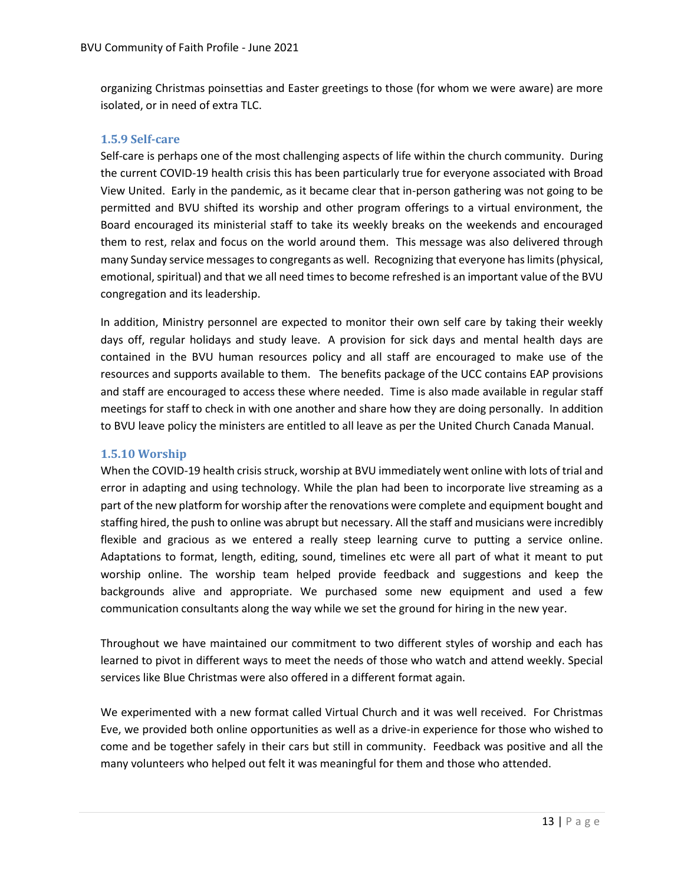organizing Christmas poinsettias and Easter greetings to those (for whom we were aware) are more isolated, or in need of extra TLC.

### 1.5.9 Self-care

Self-care is perhaps one of the most challenging aspects of life within the church community. During the current COVID-19 health crisis this has been particularly true for everyone associated with Broad View United. Early in the pandemic, as it became clear that in-person gathering was not going to be permitted and BVU shifted its worship and other program offerings to a virtual environment, the Board encouraged its ministerial staff to take its weekly breaks on the weekends and encouraged them to rest, relax and focus on the world around them. This message was also delivered through many Sunday service messages to congregants as well. Recognizing that everyone has limits (physical, emotional, spiritual) and that we all need times to become refreshed is an important value of the BVU congregation and its leadership.

In addition, Ministry personnel are expected to monitor their own self care by taking their weekly days off, regular holidays and study leave. A provision for sick days and mental health days are contained in the BVU human resources policy and all staff are encouraged to make use of the resources and supports available to them. The benefits package of the UCC contains EAP provisions and staff are encouraged to access these where needed. Time is also made available in regular staff meetings for staff to check in with one another and share how they are doing personally. In addition to BVU leave policy the ministers are entitled to all leave as per the United Church Canada Manual.

### 1.5.10 Worship

When the COVID-19 health crisis struck, worship at BVU immediately went online with lots of trial and error in adapting and using technology. While the plan had been to incorporate live streaming as a part of the new platform for worship after the renovations were complete and equipment bought and staffing hired, the push to online was abrupt but necessary. All the staff and musicians were incredibly flexible and gracious as we entered a really steep learning curve to putting a service online. Adaptations to format, length, editing, sound, timelines etc were all part of what it meant to put worship online. The worship team helped provide feedback and suggestions and keep the backgrounds alive and appropriate. We purchased some new equipment and used a few communication consultants along the way while we set the ground for hiring in the new year.

Throughout we have maintained our commitment to two different styles of worship and each has learned to pivot in different ways to meet the needs of those who watch and attend weekly. Special services like Blue Christmas were also offered in a different format again.

We experimented with a new format called Virtual Church and it was well received. For Christmas Eve, we provided both online opportunities as well as a drive-in experience for those who wished to come and be together safely in their cars but still in community. Feedback was positive and all the many volunteers who helped out felt it was meaningful for them and those who attended.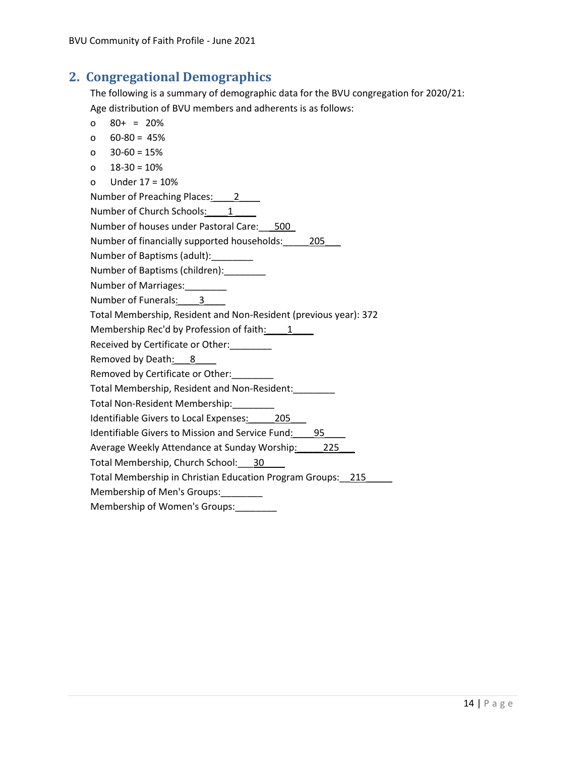## 2. Congregational Demographics

The following is a summary of demographic data for the BVU congregation for 2020/21:

Age distribution of BVU members and adherents is as follows:

- 80+ = 20%
- 60-80 = 45%
- 30-60 = 15%
- 18-30 = 10%
- Under 17 = 10%

Number of Preaching Places: 2

Number of Church Schools: 1

Number of houses under Pastoral Care: 500

Number of financially supported households: 205

Number of Baptisms (adult):________

Number of Baptisms (children):________

Number of Marriages:________

Number of Funerals: 3

Total Membership, Resident and Non-Resident (previous year): 372

Membership Rec'd by Profession of faith: 1

Received by Certificate or Other:________

Removed by Death: 8

Removed by Certificate or Other:________

Total Membership, Resident and Non-Resident:________

Total Non-Resident Membership:________

Identifiable Givers to Local Expenses: 205

Identifiable Givers to Mission and Service Fund: 95

Average Weekly Attendance at Sunday Worship: 225

Total Membership, Church School: 30

Total Membership in Christian Education Program Groups: 215

Membership of Men's Groups:________

Membership of Women's Groups:________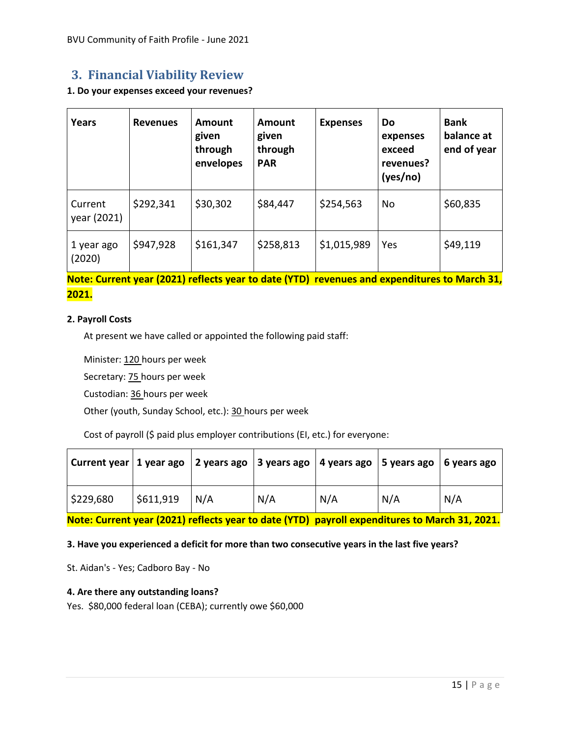## 3. Financial Viability Review

**1. Do your expenses exceed your revenues?**

| Years | Revenues | Amount given through envelopes | Amount given through PAR | Expenses | Do expenses exceed revenues? (yes/no) | Bank balance at end of year |
|---|---|---|---|---|---|---|
| Current year (2021) | $292,341 | $30,302 | $84,447 | $254,563 | No | $60,835 |
| 1 year ago (2020) | $947,928 | $161,347 | $258,813 | $1,015,989 | Yes | $49,119 |

**Note: Current year (2021) reflects year to date (YTD) revenues and expenditures to March 31, 2021.**

**2. Payroll Costs**

At present we have called or appointed the following paid staff:

Minister: 120 hours per week

Secretary: 75 hours per week

Custodian: 36 hours per week

Other (youth, Sunday School, etc.): 30 hours per week

Cost of payroll ($ paid plus employer contributions (EI, etc.) for everyone:

| Current year | 1 year ago | 2 years ago | 3 years ago | 4 years ago | 5 years ago | 6 years ago |
|---|---|---|---|---|---|---|
| $229,680 | $611,919 | N/A | N/A | N/A | N/A | N/A |

**Note: Current year (2021) reflects year to date (YTD) payroll expenditures to March 31, 2021.**

**3. Have you experienced a deficit for more than two consecutive years in the last five years?**

St. Aidan's - Yes; Cadboro Bay - No

**4. Are there any outstanding loans?**

Yes. $80,000 federal loan (CEBA); currently owe $60,000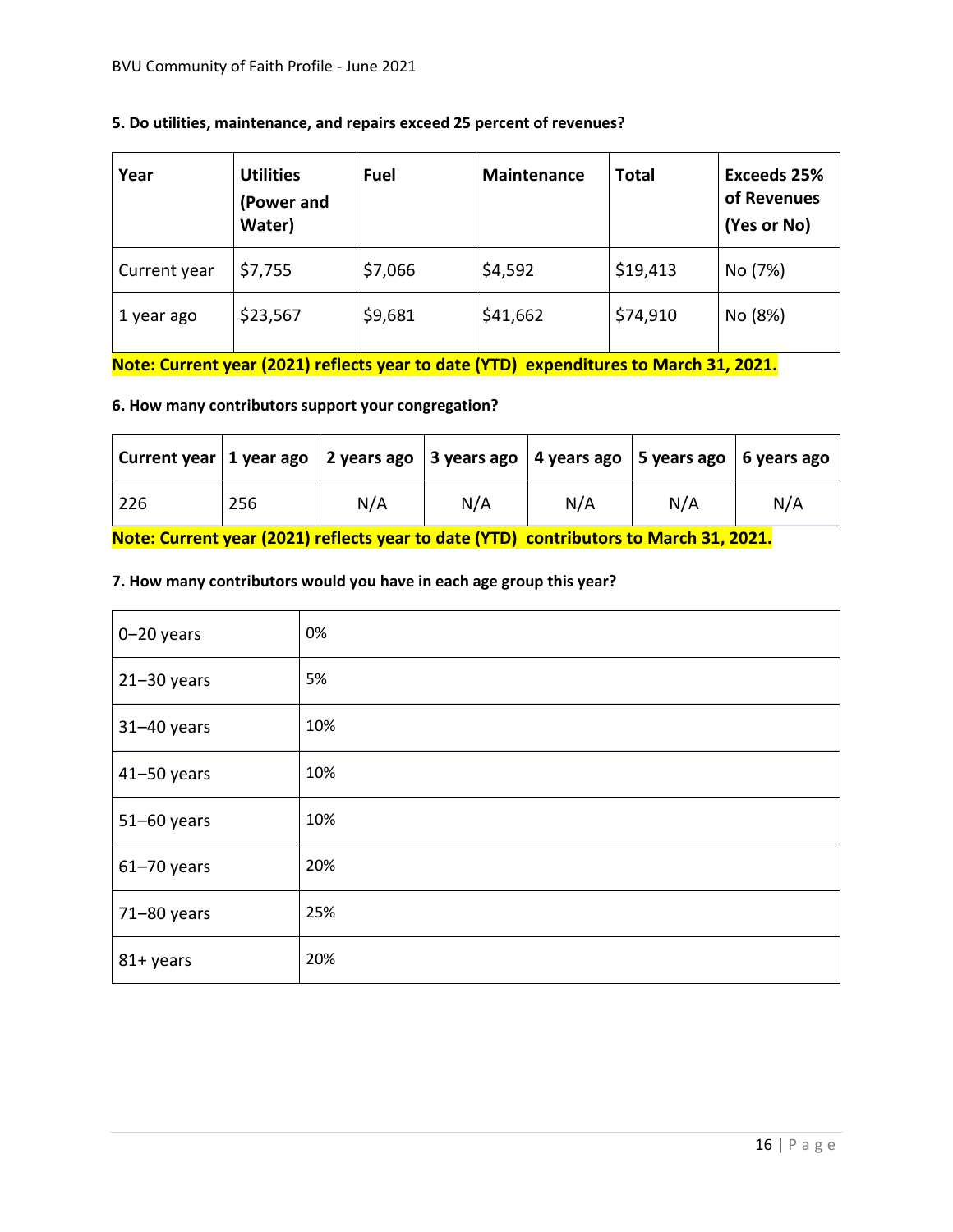**5. Do utilities, maintenance, and repairs exceed 25 percent of revenues?**

| Year | Utilities (Power and Water) | Fuel | Maintenance | Total | Exceeds 25% of Revenues (Yes or No) |
| --- | --- | --- | --- | --- | --- |
| Current year | $7,755 | $7,066 | $4,592 | $19,413 | No (7%) |
| 1 year ago | $23,567 | $9,681 | $41,662 | $74,910 | No (8%) |

**Note: Current year (2021) reflects year to date (YTD) expenditures to March 31, 2021.**

**6. How many contributors support your congregation?**

| Current year | 1 year ago | 2 years ago | 3 years ago | 4 years ago | 5 years ago | 6 years ago |
| --- | --- | --- | --- | --- | --- | --- |
| 226 | 256 | N/A | N/A | N/A | N/A | N/A |

**Note: Current year (2021) reflects year to date (YTD) contributors to March 31, 2021.**

**7. How many contributors would you have in each age group this year?**

| Age group | Percentage |
| --- | --- |
| 0–20 years | 0% |
| 21–30 years | 5% |
| 31–40 years | 10% |
| 41–50 years | 10% |
| 51–60 years | 10% |
| 61–70 years | 20% |
| 71–80 years | 25% |
| 81+ years | 20% |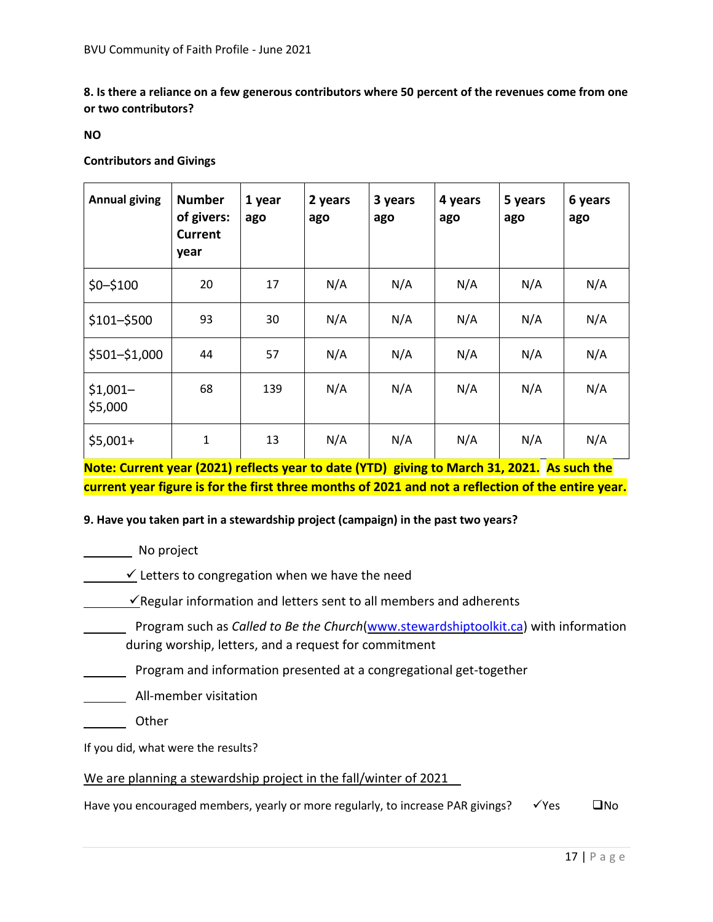**8. Is there a reliance on a few generous contributors where 50 percent of the revenues come from one or two contributors?**

**NO**

**Contributors and Givings**

| Annual giving | Number of givers: Current year | 1 year ago | 2 years ago | 3 years ago | 4 years ago | 5 years ago | 6 years ago |
|---|---|---|---|---|---|---|---|
| $0–$100 | 20 | 17 | N/A | N/A | N/A | N/A | N/A |
| $101–$500 | 93 | 30 | N/A | N/A | N/A | N/A | N/A |
| $501–$1,000 | 44 | 57 | N/A | N/A | N/A | N/A | N/A |
| $1,001–$5,000 | 68 | 139 | N/A | N/A | N/A | N/A | N/A |
| $5,001+ | 1 | 13 | N/A | N/A | N/A | N/A | N/A |

**Note: Current year (2021) reflects year to date (YTD) giving to March 31, 2021. As such the current year figure is for the first three months of 2021 and not a reflection of the entire year.**

**9. Have you taken part in a stewardship project (campaign) in the past two years?**

_______ No project

_______✓ Letters to congregation when we have the need

_______✓Regular information and letters sent to all members and adherents

_______ Program such as *Called to Be the Church*(www.stewardshiptoolkit.ca) with information during worship, letters, and a request for commitment

_______ Program and information presented at a congregational get-together

_______ All-member visitation

_______ Other

If you did, what were the results?

We are planning a stewardship project in the fall/winter of 2021

Have you encouraged members, yearly or more regularly, to increase PAR givings? ✓Yes ❑No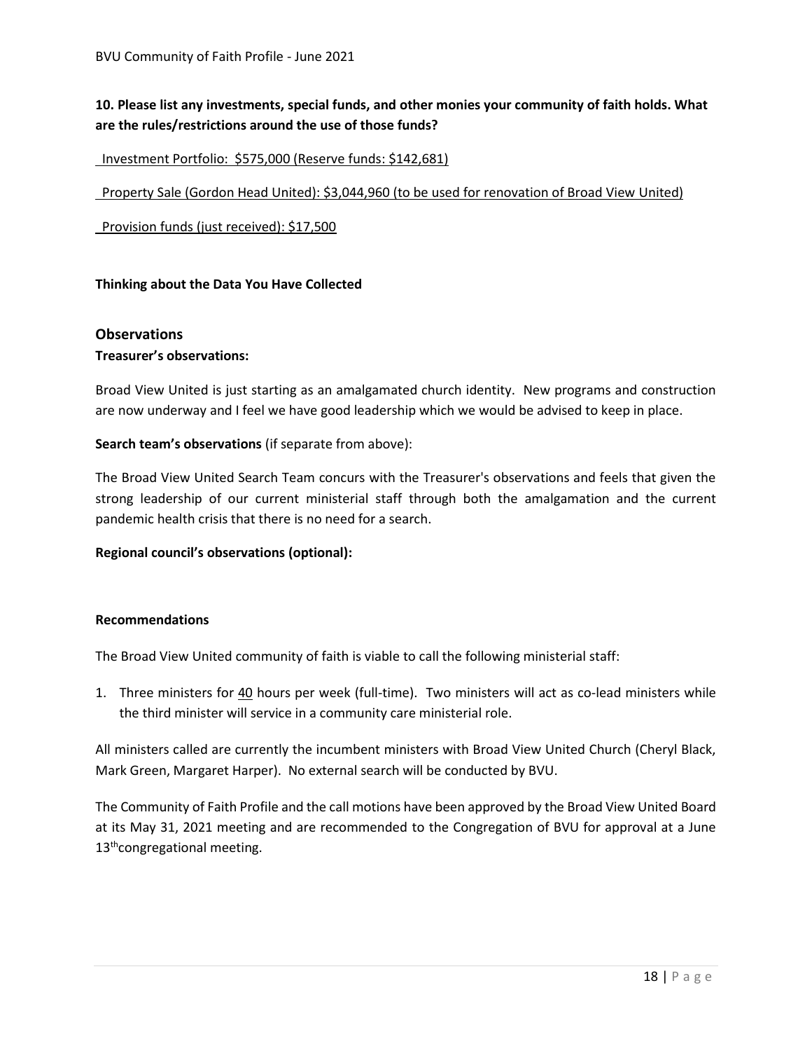**10. Please list any investments, special funds, and other monies your community of faith holds. What are the rules/restrictions around the use of those funds?**

Investment Portfolio: $575,000 (Reserve funds: $142,681)

Property Sale (Gordon Head United): $3,044,960 (to be used for renovation of Broad View United)

Provision funds (just received): $17,500

**Thinking about the Data You Have Collected**

## Observations

**Treasurer's observations:**

Broad View United is just starting as an amalgamated church identity. New programs and construction are now underway and I feel we have good leadership which we would be advised to keep in place.

**Search team's observations** (if separate from above):

The Broad View United Search Team concurs with the Treasurer's observations and feels that given the strong leadership of our current ministerial staff through both the amalgamation and the current pandemic health crisis that there is no need for a search.

**Regional council's observations (optional):**

**Recommendations**

The Broad View United community of faith is viable to call the following ministerial staff:

1. Three ministers for 40 hours per week (full-time). Two ministers will act as co-lead ministers while the third minister will service in a community care ministerial role.

All ministers called are currently the incumbent ministers with Broad View United Church (Cheryl Black, Mark Green, Margaret Harper). No external search will be conducted by BVU.

The Community of Faith Profile and the call motions have been approved by the Broad View United Board at its May 31, 2021 meeting and are recommended to the Congregation of BVU for approval at a June 13th congregational meeting.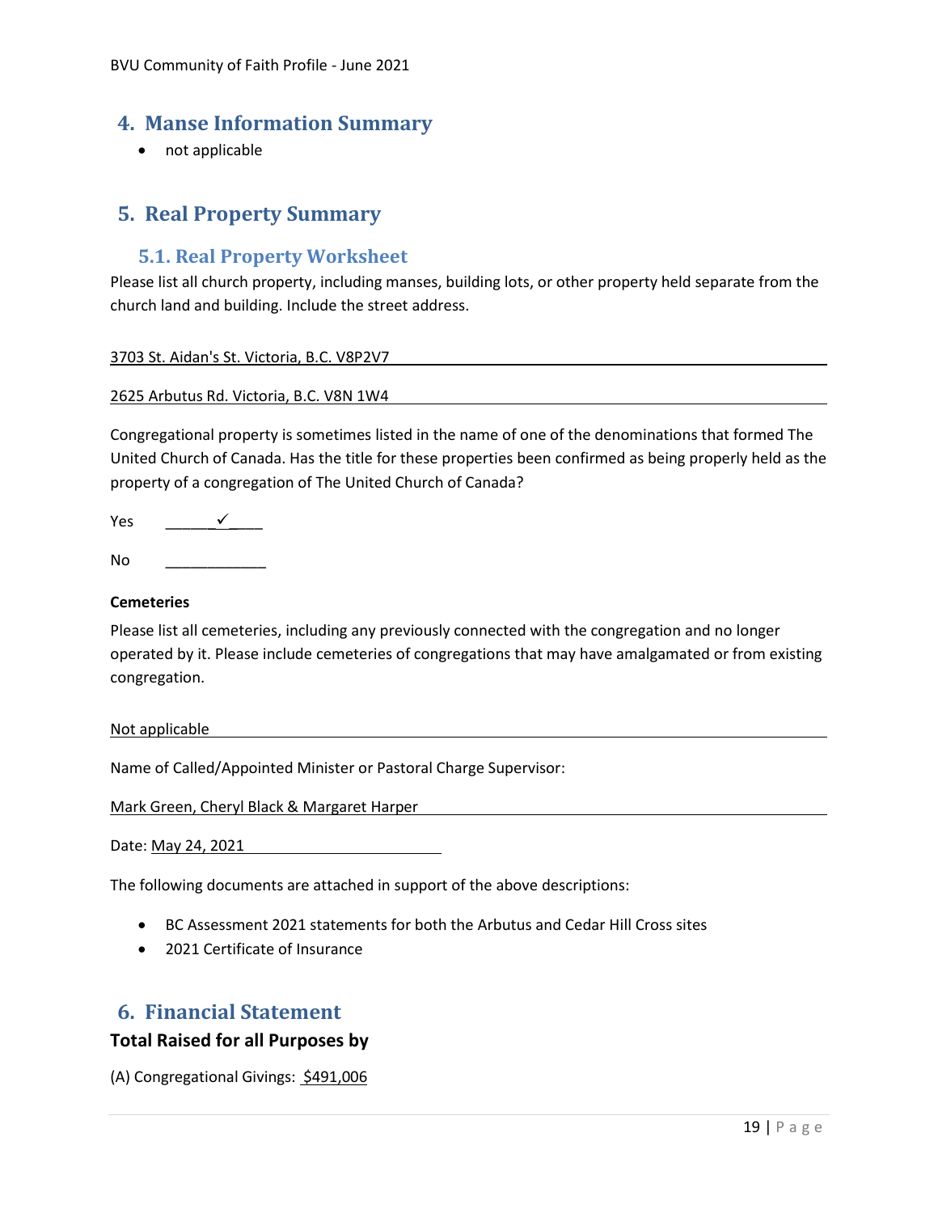## 4. Manse Information Summary

- not applicable

## 5. Real Property Summary

### 5.1. Real Property Worksheet

Please list all church property, including manses, building lots, or other property held separate from the church land and building. Include the street address.

3703 St. Aidan's St. Victoria, B.C. V8P2V7

2625 Arbutus Rd. Victoria, B.C. V8N 1W4

Congregational property is sometimes listed in the name of one of the denominations that formed The United Church of Canada. Has the title for these properties been confirmed as being properly held as the property of a congregation of The United Church of Canada?

Yes ✓

No ____________

**Cemeteries**

Please list all cemeteries, including any previously connected with the congregation and no longer operated by it. Please include cemeteries of congregations that may have amalgamated or from existing congregation.

Not applicable

Name of Called/Appointed Minister or Pastoral Charge Supervisor:

Mark Green, Cheryl Black & Margaret Harper

Date: May 24, 2021

The following documents are attached in support of the above descriptions:

- BC Assessment 2021 statements for both the Arbutus and Cedar Hill Cross sites
- 2021 Certificate of Insurance

## 6. Financial Statement

**Total Raised for all Purposes by**

(A) Congregational Givings: $491,006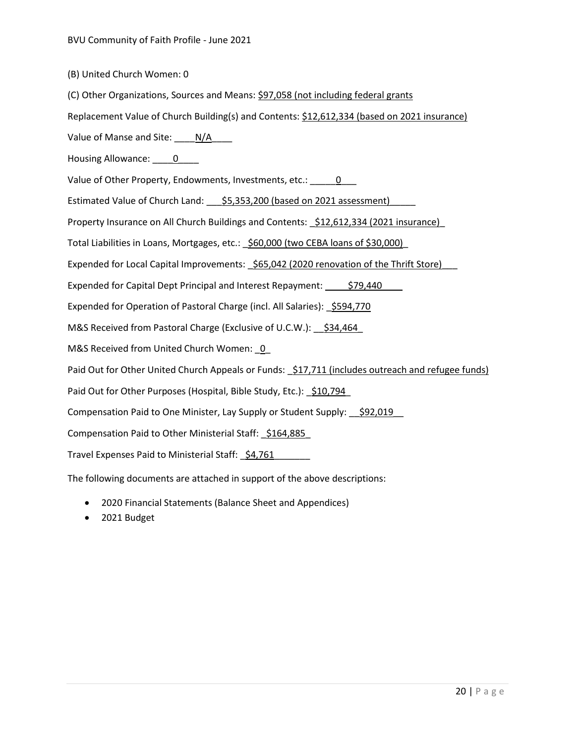(B) United Church Women: 0

(C) Other Organizations, Sources and Means: $97,058 (not including federal grants

Replacement Value of Church Building(s) and Contents: $12,612,334 (based on 2021 insurance)

Value of Manse and Site: ____N/A____

Housing Allowance: ____0____

Value of Other Property, Endowments, Investments, etc.: _____0___

Estimated Value of Church Land: ___$5,353,200 (based on 2021 assessment)_____

Property Insurance on All Church Buildings and Contents: _$12,612,334 (2021 insurance)_

Total Liabilities in Loans, Mortgages, etc.: _$60,000 (two CEBA loans of $30,000)_

Expended for Local Capital Improvements: _$65,042 (2020 renovation of the Thrift Store)___

Expended for Capital Dept Principal and Interest Repayment: _____$79,440_____

Expended for Operation of Pastoral Charge (incl. All Salaries): _$594,770

M&S Received from Pastoral Charge (Exclusive of U.C.W.): __$34,464_

M&S Received from United Church Women: _0_

Paid Out for Other United Church Appeals or Funds: _$17,711 (includes outreach and refugee funds)

Paid Out for Other Purposes (Hospital, Bible Study, Etc.): _$10,794_

Compensation Paid to One Minister, Lay Supply or Student Supply: __$92,019__

Compensation Paid to Other Ministerial Staff: _$164,885_

Travel Expenses Paid to Ministerial Staff: _$4,761_______

The following documents are attached in support of the above descriptions:

- 2020 Financial Statements (Balance Sheet and Appendices)
- 2021 Budget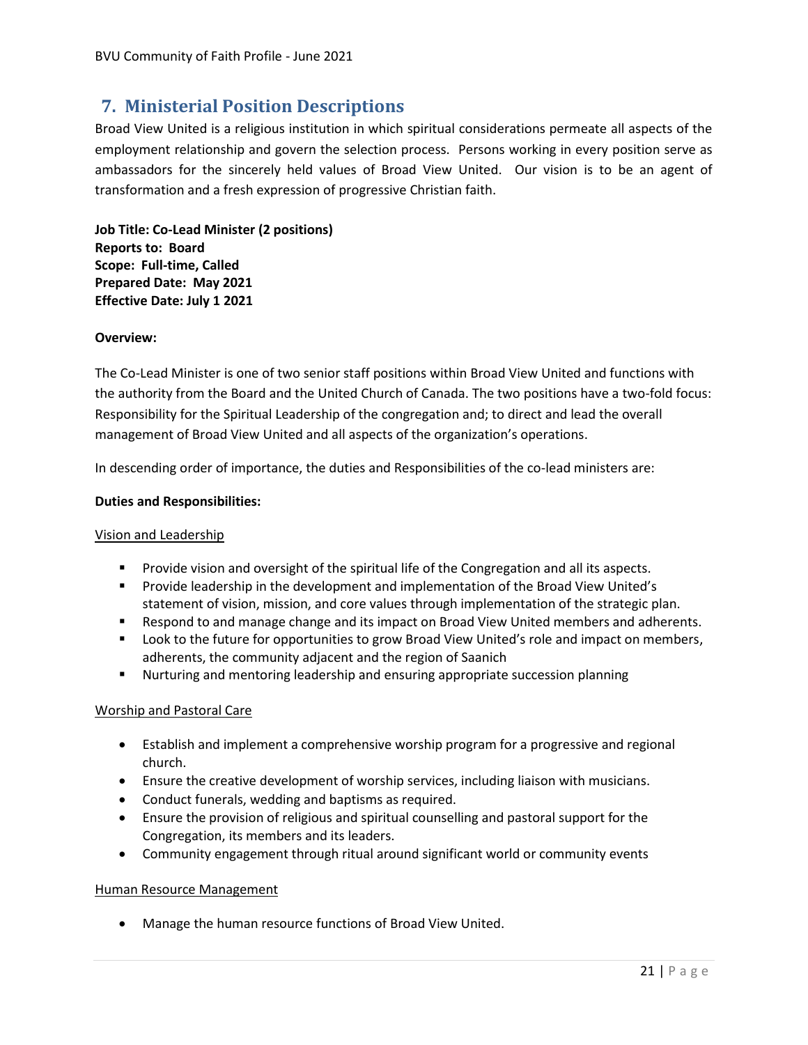## 7. Ministerial Position Descriptions

Broad View United is a religious institution in which spiritual considerations permeate all aspects of the employment relationship and govern the selection process. Persons working in every position serve as ambassadors for the sincerely held values of Broad View United. Our vision is to be an agent of transformation and a fresh expression of progressive Christian faith.

**Job Title: Co-Lead Minister (2 positions)**
**Reports to: Board**
**Scope: Full-time, Called**
**Prepared Date: May 2021**
**Effective Date: July 1 2021**

**Overview:**

The Co-Lead Minister is one of two senior staff positions within Broad View United and functions with the authority from the Board and the United Church of Canada. The two positions have a two-fold focus: Responsibility for the Spiritual Leadership of the congregation and; to direct and lead the overall management of Broad View United and all aspects of the organization's operations.

In descending order of importance, the duties and Responsibilities of the co-lead ministers are:

**Duties and Responsibilities:**

<u>Vision and Leadership</u>

- Provide vision and oversight of the spiritual life of the Congregation and all its aspects.
- Provide leadership in the development and implementation of the Broad View United's statement of vision, mission, and core values through implementation of the strategic plan.
- Respond to and manage change and its impact on Broad View United members and adherents.
- Look to the future for opportunities to grow Broad View United's role and impact on members, adherents, the community adjacent and the region of Saanich
- Nurturing and mentoring leadership and ensuring appropriate succession planning

<u>Worship and Pastoral Care</u>

- Establish and implement a comprehensive worship program for a progressive and regional church.
- Ensure the creative development of worship services, including liaison with musicians.
- Conduct funerals, wedding and baptisms as required.
- Ensure the provision of religious and spiritual counselling and pastoral support for the Congregation, its members and its leaders.
- Community engagement through ritual around significant world or community events

<u>Human Resource Management</u>

- Manage the human resource functions of Broad View United.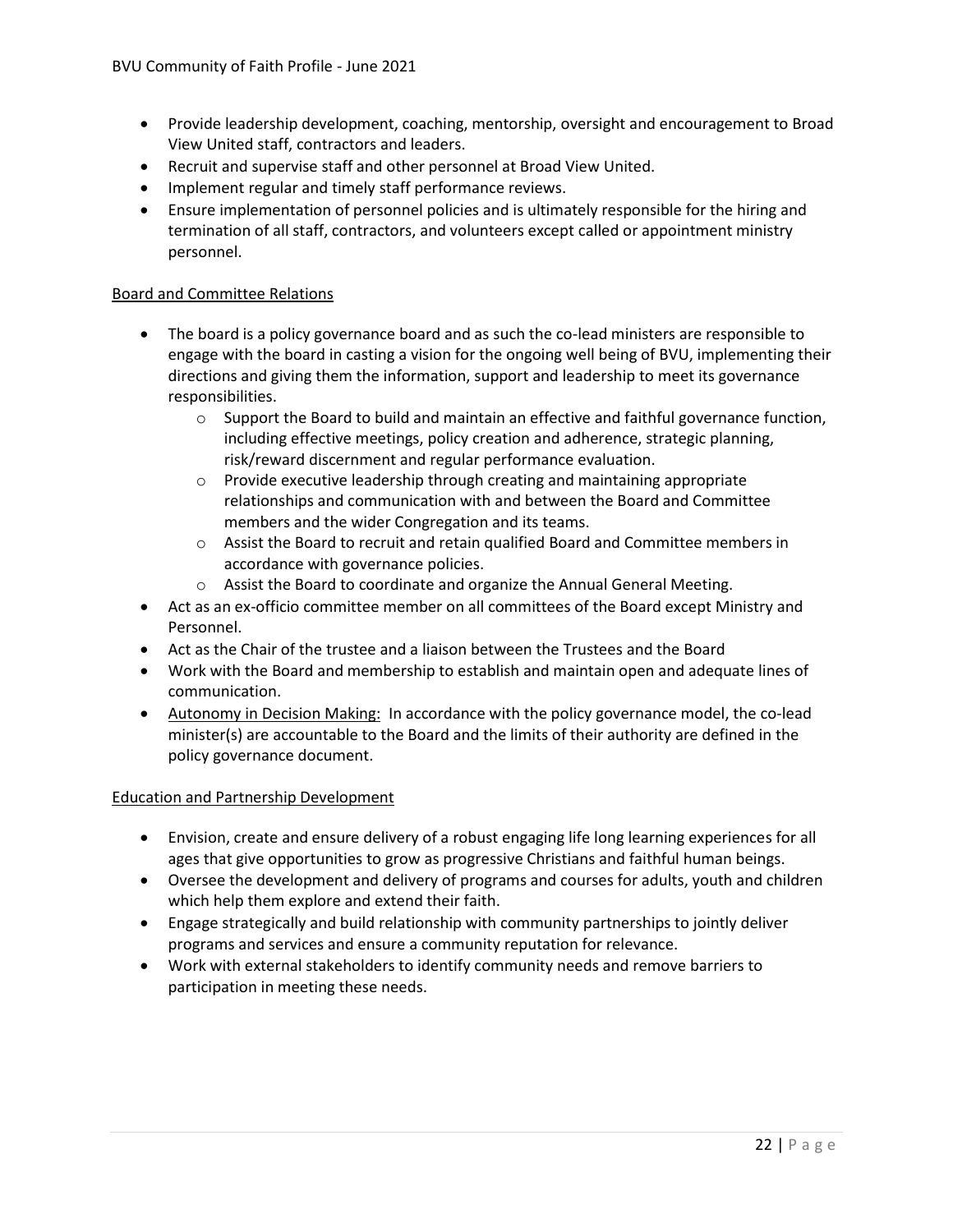- Provide leadership development, coaching, mentorship, oversight and encouragement to Broad View United staff, contractors and leaders.
- Recruit and supervise staff and other personnel at Broad View United.
- Implement regular and timely staff performance reviews.
- Ensure implementation of personnel policies and is ultimately responsible for the hiring and termination of all staff, contractors, and volunteers except called or appointment ministry personnel.

Board and Committee Relations

- The board is a policy governance board and as such the co-lead ministers are responsible to engage with the board in casting a vision for the ongoing well being of BVU, implementing their directions and giving them the information, support and leadership to meet its governance responsibilities.
    - Support the Board to build and maintain an effective and faithful governance function, including effective meetings, policy creation and adherence, strategic planning, risk/reward discernment and regular performance evaluation.
    - Provide executive leadership through creating and maintaining appropriate relationships and communication with and between the Board and Committee members and the wider Congregation and its teams.
    - Assist the Board to recruit and retain qualified Board and Committee members in accordance with governance policies.
    - Assist the Board to coordinate and organize the Annual General Meeting.
- Act as an ex-officio committee member on all committees of the Board except Ministry and Personnel.
- Act as the Chair of the trustee and a liaison between the Trustees and the Board
- Work with the Board and membership to establish and maintain open and adequate lines of communication.
- Autonomy in Decision Making: In accordance with the policy governance model, the co-lead minister(s) are accountable to the Board and the limits of their authority are defined in the policy governance document.

Education and Partnership Development

- Envision, create and ensure delivery of a robust engaging life long learning experiences for all ages that give opportunities to grow as progressive Christians and faithful human beings.
- Oversee the development and delivery of programs and courses for adults, youth and children which help them explore and extend their faith.
- Engage strategically and build relationship with community partnerships to jointly deliver programs and services and ensure a community reputation for relevance.
- Work with external stakeholders to identify community needs and remove barriers to participation in meeting these needs.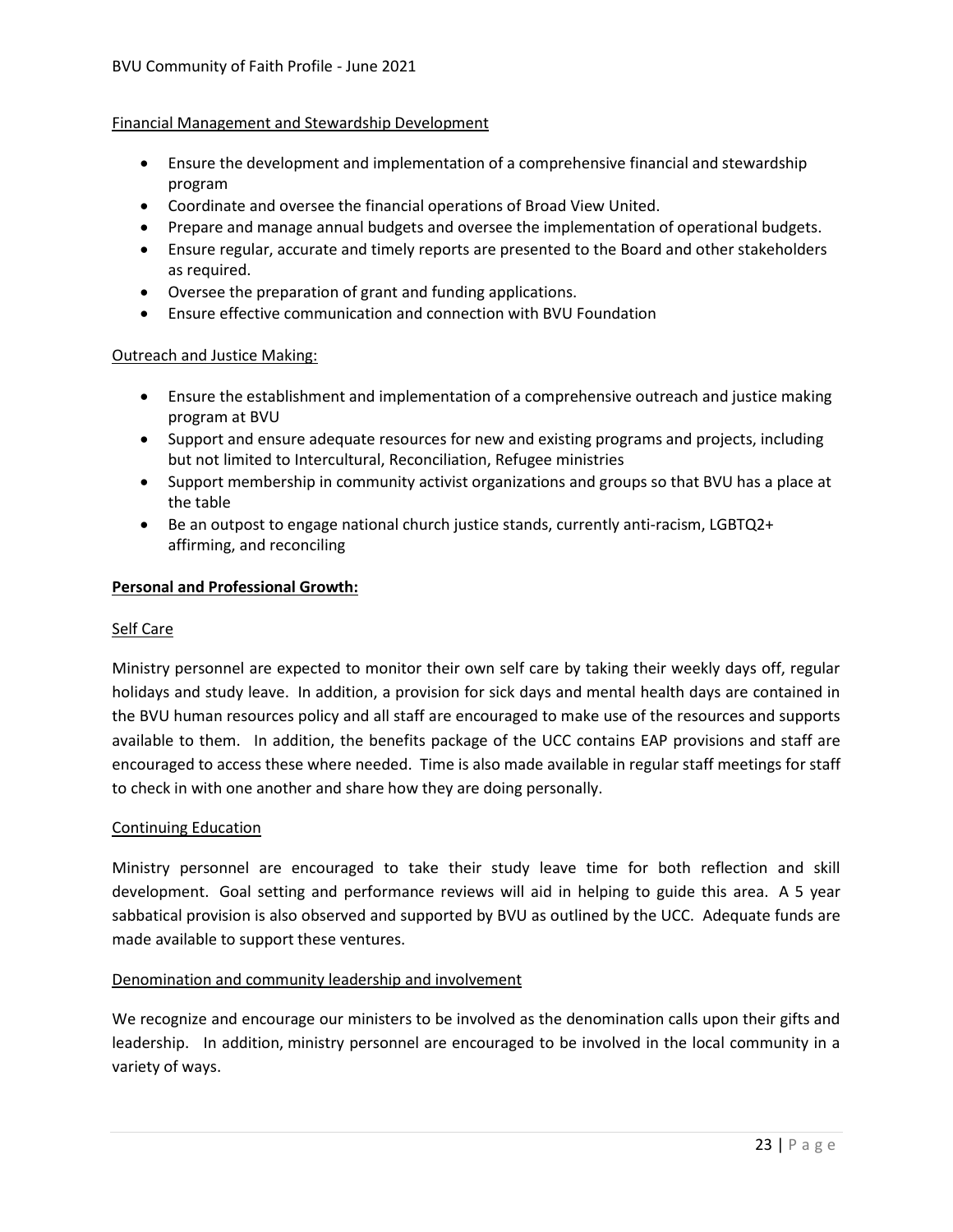Financial Management and Stewardship Development

- Ensure the development and implementation of a comprehensive financial and stewardship program
- Coordinate and oversee the financial operations of Broad View United.
- Prepare and manage annual budgets and oversee the implementation of operational budgets.
- Ensure regular, accurate and timely reports are presented to the Board and other stakeholders as required.
- Oversee the preparation of grant and funding applications.
- Ensure effective communication and connection with BVU Foundation

Outreach and Justice Making:

- Ensure the establishment and implementation of a comprehensive outreach and justice making program at BVU
- Support and ensure adequate resources for new and existing programs and projects, including but not limited to Intercultural, Reconciliation, Refugee ministries
- Support membership in community activist organizations and groups so that BVU has a place at the table
- Be an outpost to engage national church justice stands, currently anti-racism, LGBTQ2+ affirming, and reconciling

**Personal and Professional Growth:**

Self Care

Ministry personnel are expected to monitor their own self care by taking their weekly days off, regular holidays and study leave. In addition, a provision for sick days and mental health days are contained in the BVU human resources policy and all staff are encouraged to make use of the resources and supports available to them. In addition, the benefits package of the UCC contains EAP provisions and staff are encouraged to access these where needed. Time is also made available in regular staff meetings for staff to check in with one another and share how they are doing personally.

Continuing Education

Ministry personnel are encouraged to take their study leave time for both reflection and skill development. Goal setting and performance reviews will aid in helping to guide this area. A 5 year sabbatical provision is also observed and supported by BVU as outlined by the UCC. Adequate funds are made available to support these ventures.

Denomination and community leadership and involvement

We recognize and encourage our ministers to be involved as the denomination calls upon their gifts and leadership. In addition, ministry personnel are encouraged to be involved in the local community in a variety of ways.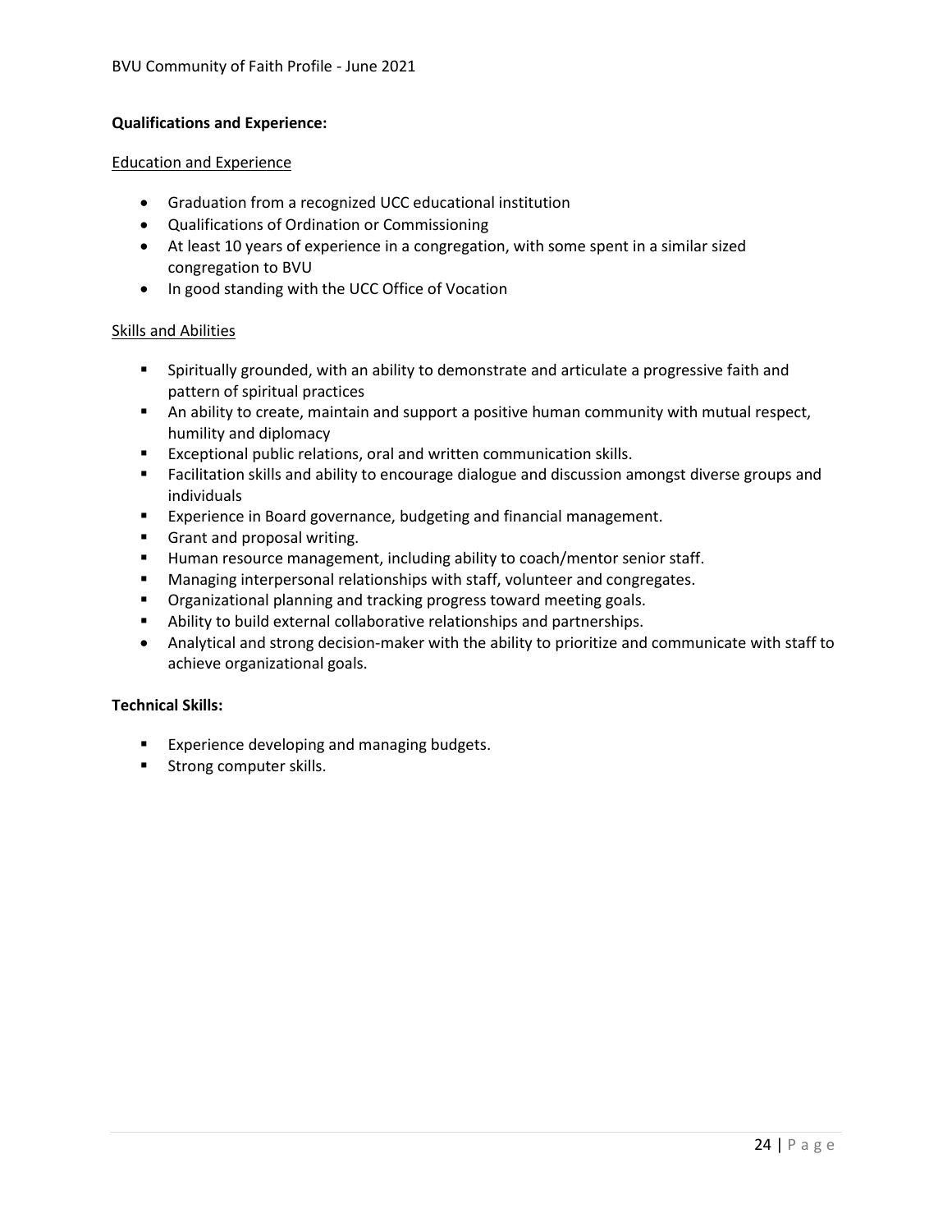**Qualifications and Experience:**

Education and Experience

- Graduation from a recognized UCC educational institution
- Qualifications of Ordination or Commissioning
- At least 10 years of experience in a congregation, with some spent in a similar sized congregation to BVU
- In good standing with the UCC Office of Vocation

Skills and Abilities

- Spiritually grounded, with an ability to demonstrate and articulate a progressive faith and pattern of spiritual practices
- An ability to create, maintain and support a positive human community with mutual respect, humility and diplomacy
- Exceptional public relations, oral and written communication skills.
- Facilitation skills and ability to encourage dialogue and discussion amongst diverse groups and individuals
- Experience in Board governance, budgeting and financial management.
- Grant and proposal writing.
- Human resource management, including ability to coach/mentor senior staff.
- Managing interpersonal relationships with staff, volunteer and congregates.
- Organizational planning and tracking progress toward meeting goals.
- Ability to build external collaborative relationships and partnerships.
- Analytical and strong decision-maker with the ability to prioritize and communicate with staff to achieve organizational goals.

**Technical Skills:**

- Experience developing and managing budgets.
- Strong computer skills.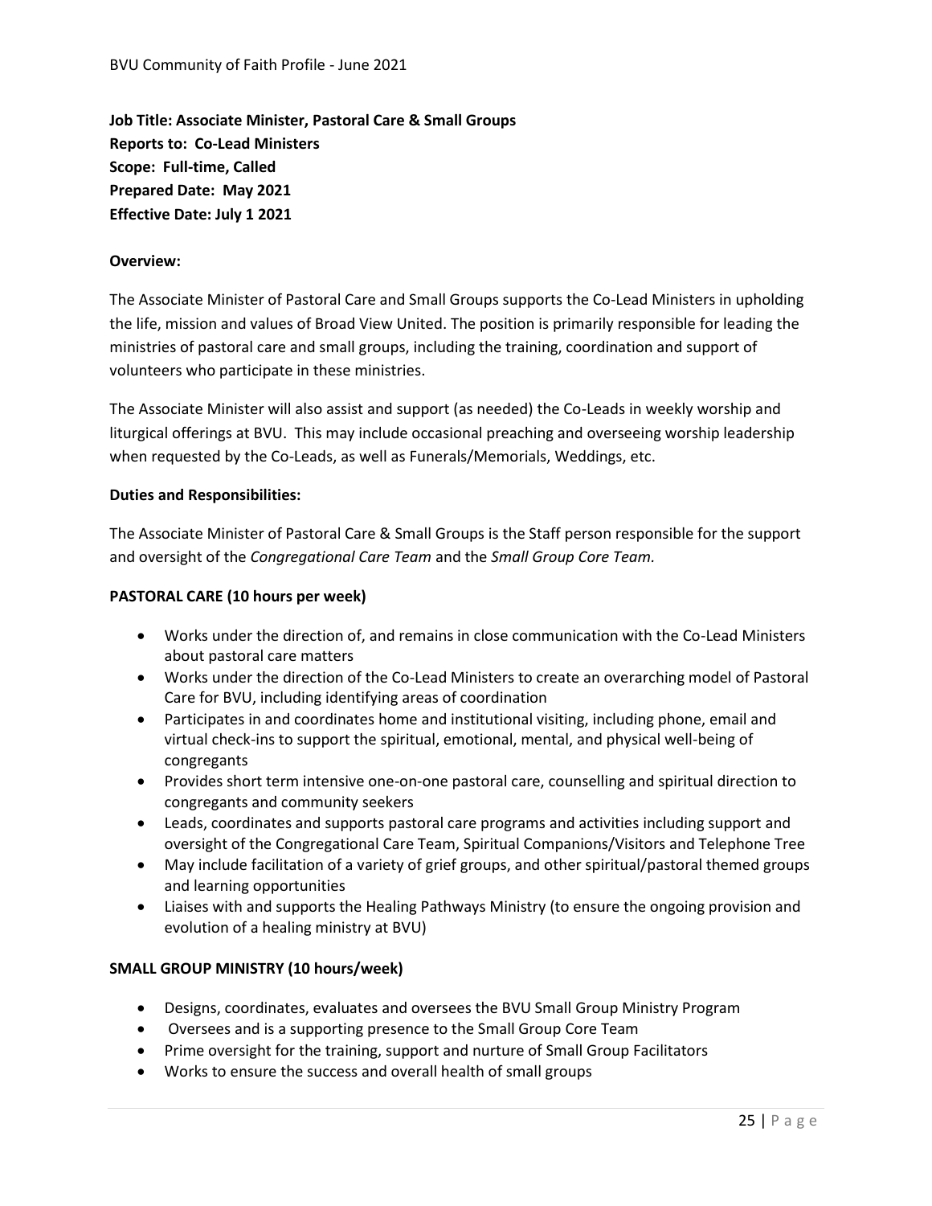**Job Title: Associate Minister, Pastoral Care & Small Groups**
**Reports to: Co-Lead Ministers**
**Scope: Full-time, Called**
**Prepared Date: May 2021**
**Effective Date: July 1 2021**

**Overview:**

The Associate Minister of Pastoral Care and Small Groups supports the Co-Lead Ministers in upholding the life, mission and values of Broad View United. The position is primarily responsible for leading the ministries of pastoral care and small groups, including the training, coordination and support of volunteers who participate in these ministries.

The Associate Minister will also assist and support (as needed) the Co-Leads in weekly worship and liturgical offerings at BVU. This may include occasional preaching and overseeing worship leadership when requested by the Co-Leads, as well as Funerals/Memorials, Weddings, etc.

**Duties and Responsibilities:**

The Associate Minister of Pastoral Care & Small Groups is the Staff person responsible for the support and oversight of the *Congregational Care Team* and the *Small Group Core Team.*

**PASTORAL CARE (10 hours per week)**

- Works under the direction of, and remains in close communication with the Co-Lead Ministers about pastoral care matters
- Works under the direction of the Co-Lead Ministers to create an overarching model of Pastoral Care for BVU, including identifying areas of coordination
- Participates in and coordinates home and institutional visiting, including phone, email and virtual check-ins to support the spiritual, emotional, mental, and physical well-being of congregants
- Provides short term intensive one-on-one pastoral care, counselling and spiritual direction to congregants and community seekers
- Leads, coordinates and supports pastoral care programs and activities including support and oversight of the Congregational Care Team, Spiritual Companions/Visitors and Telephone Tree
- May include facilitation of a variety of grief groups, and other spiritual/pastoral themed groups and learning opportunities
- Liaises with and supports the Healing Pathways Ministry (to ensure the ongoing provision and evolution of a healing ministry at BVU)

**SMALL GROUP MINISTRY (10 hours/week)**

- Designs, coordinates, evaluates and oversees the BVU Small Group Ministry Program
- Oversees and is a supporting presence to the Small Group Core Team
- Prime oversight for the training, support and nurture of Small Group Facilitators
- Works to ensure the success and overall health of small groups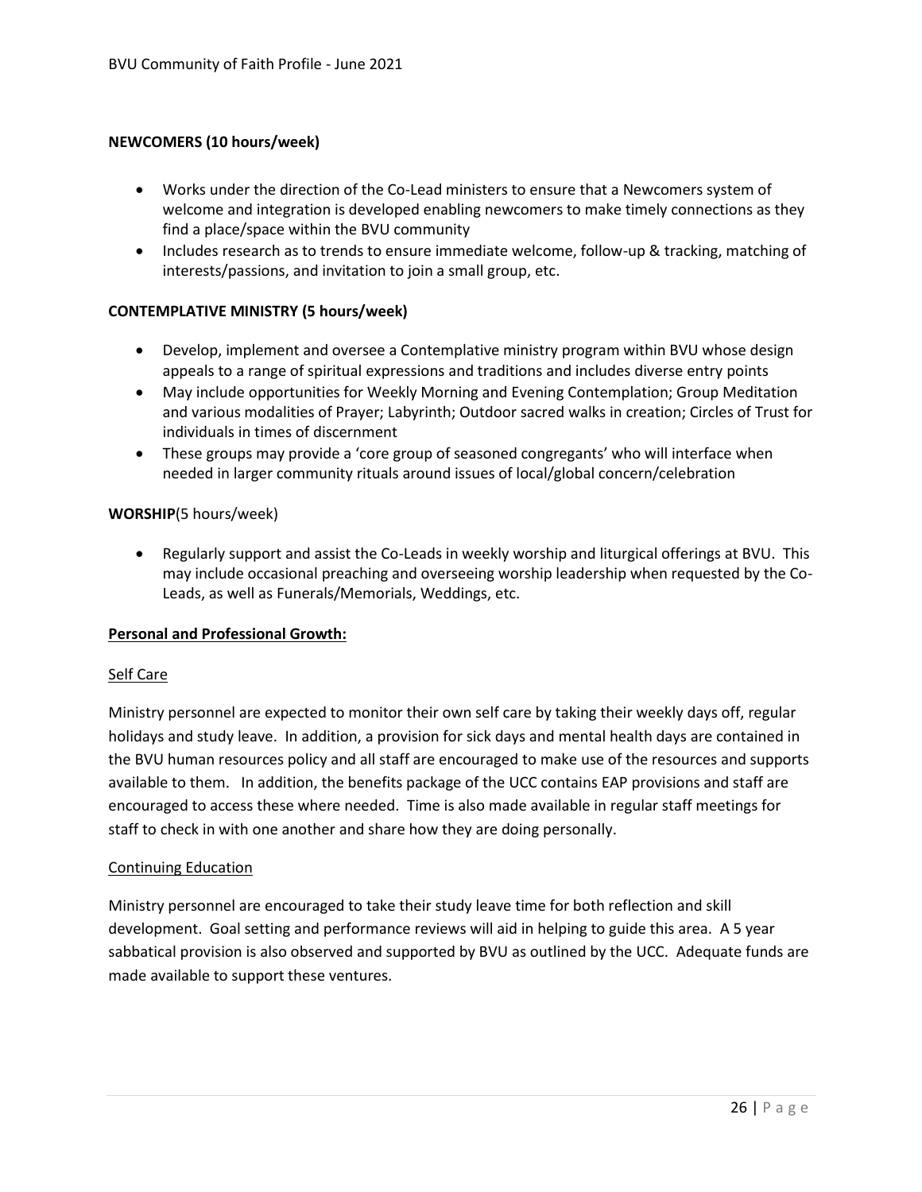**NEWCOMERS (10 hours/week)**

- Works under the direction of the Co-Lead ministers to ensure that a Newcomers system of welcome and integration is developed enabling newcomers to make timely connections as they find a place/space within the BVU community
- Includes research as to trends to ensure immediate welcome, follow-up & tracking, matching of interests/passions, and invitation to join a small group, etc.

**CONTEMPLATIVE MINISTRY (5 hours/week)**

- Develop, implement and oversee a Contemplative ministry program within BVU whose design appeals to a range of spiritual expressions and traditions and includes diverse entry points
- May include opportunities for Weekly Morning and Evening Contemplation; Group Meditation and various modalities of Prayer; Labyrinth; Outdoor sacred walks in creation; Circles of Trust for individuals in times of discernment
- These groups may provide a 'core group of seasoned congregants' who will interface when needed in larger community rituals around issues of local/global concern/celebration

**WORSHIP**(5 hours/week)

- Regularly support and assist the Co-Leads in weekly worship and liturgical offerings at BVU. This may include occasional preaching and overseeing worship leadership when requested by the Co-Leads, as well as Funerals/Memorials, Weddings, etc.

**Personal and Professional Growth:**

Self Care

Ministry personnel are expected to monitor their own self care by taking their weekly days off, regular holidays and study leave. In addition, a provision for sick days and mental health days are contained in the BVU human resources policy and all staff are encouraged to make use of the resources and supports available to them. In addition, the benefits package of the UCC contains EAP provisions and staff are encouraged to access these where needed. Time is also made available in regular staff meetings for staff to check in with one another and share how they are doing personally.

Continuing Education

Ministry personnel are encouraged to take their study leave time for both reflection and skill development. Goal setting and performance reviews will aid in helping to guide this area. A 5 year sabbatical provision is also observed and supported by BVU as outlined by the UCC. Adequate funds are made available to support these ventures.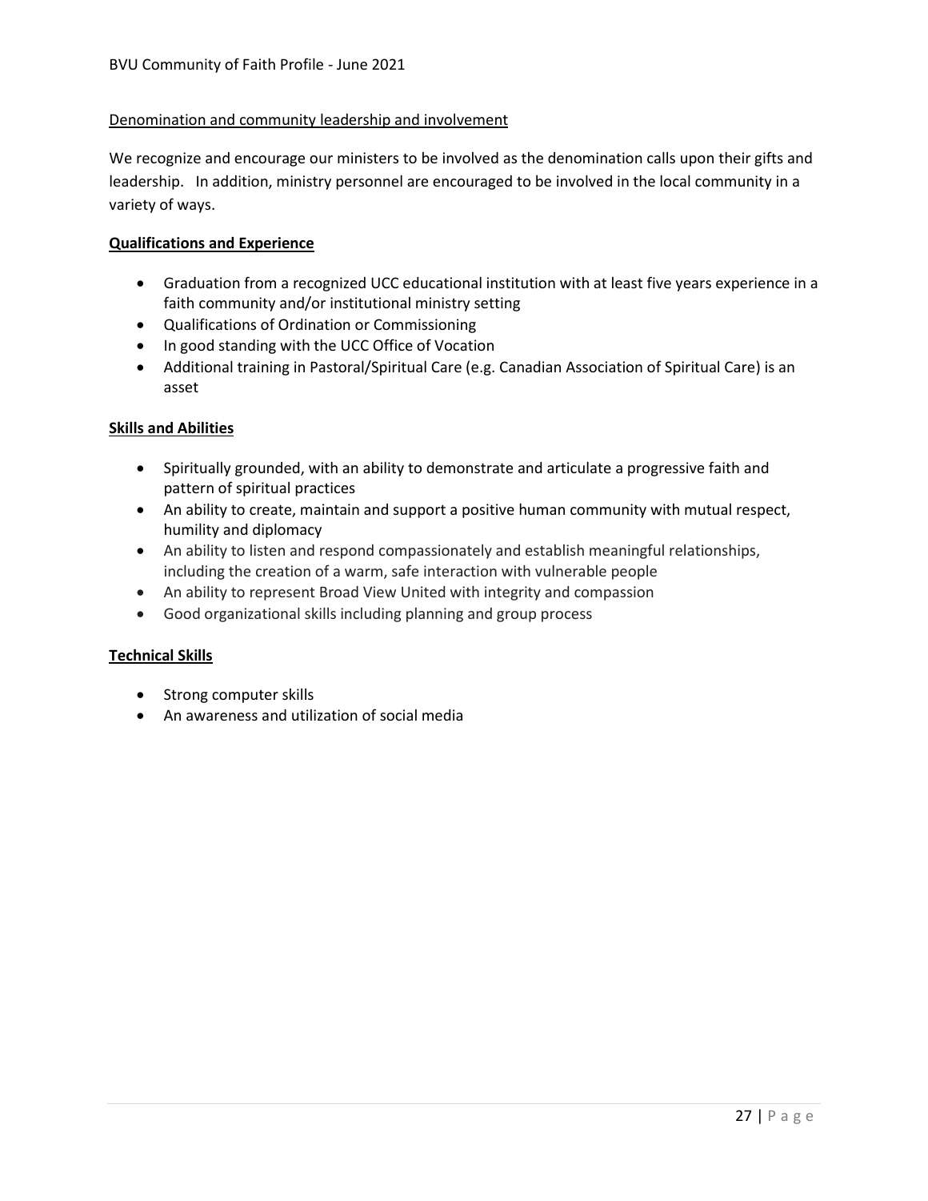Denomination and community leadership and involvement

We recognize and encourage our ministers to be involved as the denomination calls upon their gifts and leadership. In addition, ministry personnel are encouraged to be involved in the local community in a variety of ways.

**Qualifications and Experience**

- Graduation from a recognized UCC educational institution with at least five years experience in a faith community and/or institutional ministry setting
- Qualifications of Ordination or Commissioning
- In good standing with the UCC Office of Vocation
- Additional training in Pastoral/Spiritual Care (e.g. Canadian Association of Spiritual Care) is an asset

**Skills and Abilities**

- Spiritually grounded, with an ability to demonstrate and articulate a progressive faith and pattern of spiritual practices
- An ability to create, maintain and support a positive human community with mutual respect, humility and diplomacy
- An ability to listen and respond compassionately and establish meaningful relationships, including the creation of a warm, safe interaction with vulnerable people
- An ability to represent Broad View United with integrity and compassion
- Good organizational skills including planning and group process

**Technical Skills**

- Strong computer skills
- An awareness and utilization of social media